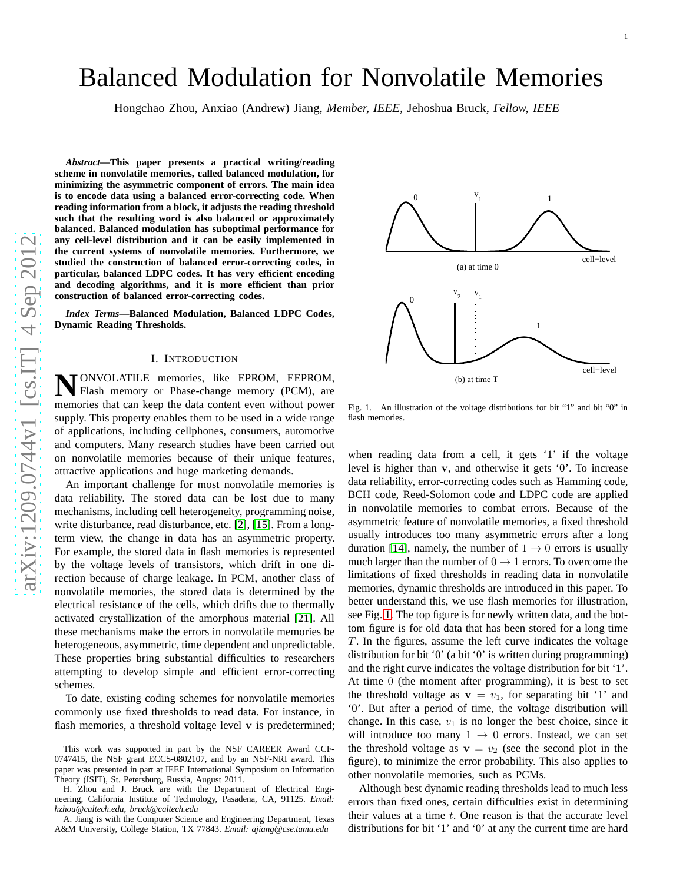# Balanced Modulation for Nonvolatile Memories

Hongchao Zhou, Anxiao (Andrew) Jiang, *Member, IEEE,* Jehoshua Bruck, *Fellow, IEEE*

***Abstract*—This paper presents a practical writing/reading scheme in nonvolatile memories, called balanced modulation, for minimizing the asymmetric component of errors. The main idea is to encode data using a balanced error-correcting code. When reading information from a block, it adjusts the reading threshold such that the resulting word is also balanced or approximately balanced. Balanced modulation has suboptimal performance for any cell-level distribution and it can be easily implemented in the current systems of nonvolatile memories. Furthermore, we studied the construction of balanced error-correcting codes, in particular, balanced LDPC codes. It has very efficient encoding and decoding algorithms, and it is more efficient than prior construction of balanced error-correcting codes.**

***Index Terms*—Balanced Modulation, Balanced LDPC Codes, Dynamic Reading Thresholds.**

## I. Introduction

Nonvolatile memories, like EPROM, EEPROM, Flash memory or Phase-change memory (PCM), are memories that can keep the data content even without power supply. This property enables them to be used in a wide range of applications, including cellphones, consumers, automotive and computers. Many research studies have been carried out on nonvolatile memories because of their unique features, attractive applications and huge marketing demands.

An important challenge for most nonvolatile memories is data reliability. The stored data can be lost due to many mechanisms, including cell heterogeneity, programming noise, write disturbance, read disturbance, etc. [2], [15]. From a long-term view, the change in data has an asymmetric property. For example, the stored data in flash memories is represented by the voltage levels of transistors, which drift in one direction because of charge leakage. In PCM, another class of nonvolatile memories, the stored data is determined by the electrical resistance of the cells, which drifts due to thermally activated crystallization of the amorphous material [21]. All these mechanisms make the errors in nonvolatile memories be heterogeneous, asymmetric, time dependent and unpredictable. These properties bring substantial difficulties to researchers attempting to develop simple and efficient error-correcting schemes.

To date, existing coding schemes for nonvolatile memories commonly use fixed thresholds to read data. For instance, in flash memories, a threshold voltage level $\mathbf{v}$ is predetermined; when reading data from a cell, it gets '1' if the voltage level is higher than $\mathbf{v}$, and otherwise it gets '0'. To increase data reliability, error-correcting codes such as Hamming code, BCH code, Reed-Solomon code and LDPC code are applied in nonvolatile memories to combat errors. Because of the asymmetric feature of nonvolatile memories, a fixed threshold usually introduces too many asymmetric errors after a long duration [14], namely, the number of $1 \rightarrow 0$ errors is usually much larger than the number of $0 \rightarrow 1$ errors. To overcome the limitations of fixed thresholds in reading data in nonvolatile memories, dynamic thresholds are introduced in this paper. To better understand this, we use flash memories for illustration, see Fig. 1. The top figure is for newly written data, and the bottom figure is for old data that has been stored for a long time $T$. In the figures, assume the left curve indicates the voltage distribution for bit '0' (a bit '0' is written during programming) and the right curve indicates the voltage distribution for bit '1'. At time $0$ (the moment after programming), it is best to set the threshold voltage as $\mathbf{v} = v_1$, for separating bit '1' and '0'. But after a period of time, the voltage distribution will change. In this case, $v_1$ is no longer the best choice, since it will introduce too many $1 \rightarrow 0$ errors. Instead, we can set the threshold voltage as $\mathbf{v} = v_2$ (see the second plot in the figure), to minimize the error probability. This also applies to other nonvolatile memories, such as PCMs.

Fig. 1. An illustration of the voltage distributions for bit "1" and bit "0" in flash memories.

Although best dynamic reading thresholds lead to much less errors than fixed ones, certain difficulties exist in determining their values at a time $t$. One reason is that the accurate level distributions for bit '1' and '0' at any the current time are hard

This work was supported in part by the NSF CAREER Award CCF-0747415, the NSF grant ECCS-0802107, and by an NSF-NRI award. This paper was presented in part at IEEE International Symposium on Information Theory (ISIT), St. Petersburg, Russia, August 2011.

H. Zhou and J. Bruck are with the Department of Electrical Engineering, California Institute of Technology, Pasadena, CA, 91125. *Email: hzhou@caltech.edu, bruck@caltech.edu*

A. Jiang is with the Computer Science and Engineering Department, Texas A&M University, College Station, TX 77843. *Email: ajiang@cse.tamu.edu*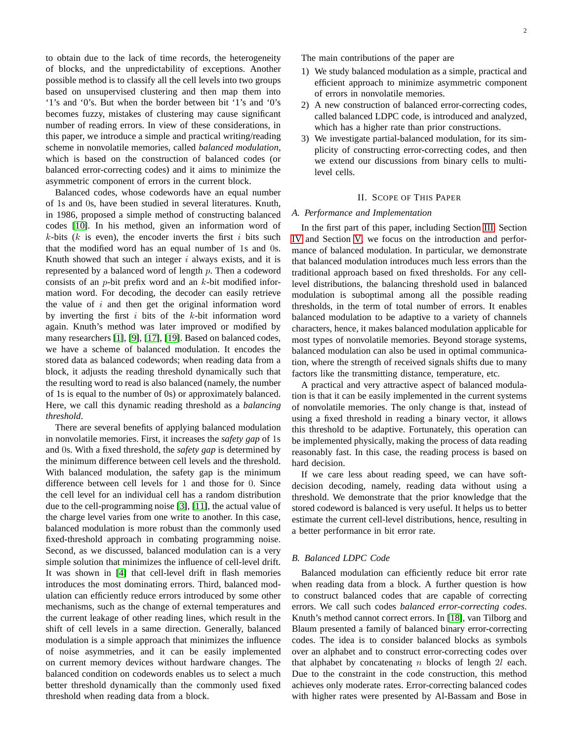to obtain due to the lack of time records, the heterogeneity of blocks, and the unpredictability of exceptions. Another possible method is to classify all the cell levels into two groups based on unsupervised clustering and then map them into '1's and '0's. But when the border between bit '1's and '0's becomes fuzzy, mistakes of clustering may cause significant number of reading errors. In view of these considerations, in this paper, we introduce a simple and practical writing/reading scheme in nonvolatile memories, called *balanced modulation*, which is based on the construction of balanced codes (or balanced error-correcting codes) and it aims to minimize the asymmetric component of errors in the current block.

Balanced codes, whose codewords have an equal number of 1s and 0s, have been studied in several literatures. Knuth, in 1986, proposed a simple method of constructing balanced codes [10]. In his method, given an information word of $k$-bits ($k$ is even), the encoder inverts the first $i$ bits such that the modified word has an equal number of 1s and 0s. Knuth showed that such an integer $i$ always exists, and it is represented by a balanced word of length $p$. Then a codeword consists of an $p$-bit prefix word and an $k$-bit modified information word. For decoding, the decoder can easily retrieve the value of $i$ and then get the original information word by inverting the first $i$ bits of the $k$-bit information word again. Knuth's method was later improved or modified by many researchers [1], [9], [17], [19]. Based on balanced codes, we have a scheme of balanced modulation. It encodes the stored data as balanced codewords; when reading data from a block, it adjusts the reading threshold dynamically such that the resulting word to read is also balanced (namely, the number of 1s is equal to the number of 0s) or approximately balanced. Here, we call this dynamic reading threshold as a *balancing threshold*.

There are several benefits of applying balanced modulation in nonvolatile memories. First, it increases the *safety gap* of 1s and 0s. With a fixed threshold, the *safety gap* is determined by the minimum difference between cell levels and the threshold. With balanced modulation, the safety gap is the minimum difference between cell levels for 1 and those for 0. Since the cell level for an individual cell has a random distribution due to the cell-programming noise [3], [11], the actual value of the charge level varies from one write to another. In this case, balanced modulation is more robust than the commonly used fixed-threshold approach in combating programming noise. Second, as we discussed, balanced modulation can is a very simple solution that minimizes the influence of cell-level drift. It was shown in [4] that cell-level drift in flash memories introduces the most dominating errors. Third, balanced modulation can efficiently reduce errors introduced by some other mechanisms, such as the change of external temperatures and the current leakage of other reading lines, which result in the shift of cell levels in a same direction. Generally, balanced modulation is a simple approach that minimizes the influence of noise asymmetries, and it can be easily implemented on current memory devices without hardware changes. The balanced condition on codewords enables us to select a much better threshold dynamically than the commonly used fixed threshold when reading data from a block.

The main contributions of the paper are

1) We study balanced modulation as a simple, practical and efficient approach to minimize asymmetric component of errors in nonvolatile memories.
2) A new construction of balanced error-correcting codes, called balanced LDPC code, is introduced and analyzed, which has a higher rate than prior constructions.
3) We investigate partial-balanced modulation, for its simplicity of constructing error-correcting codes, and then we extend our discussions from binary cells to multi-level cells.

## II. Scope of This Paper

### A. Performance and Implementation

In the first part of this paper, including Section III, Section IV and Section V, we focus on the introduction and performance of balanced modulation. In particular, we demonstrate that balanced modulation introduces much less errors than the traditional approach based on fixed thresholds. For any cell-level distributions, the balancing threshold used in balanced modulation is suboptimal among all the possible reading thresholds, in the term of total number of errors. It enables balanced modulation to be adaptive to a variety of channels characters, hence, it makes balanced modulation applicable for most types of nonvolatile memories. Beyond storage systems, balanced modulation can also be used in optimal communication, where the strength of received signals shifts due to many factors like the transmitting distance, temperature, etc.

A practical and very attractive aspect of balanced modulation is that it can be easily implemented in the current systems of nonvolatile memories. The only change is that, instead of using a fixed threshold in reading a binary vector, it allows this threshold to be adaptive. Fortunately, this operation can be implemented physically, making the process of data reading reasonably fast. In this case, the reading process is based on hard decision.

If we care less about reading speed, we can have soft-decision decoding, namely, reading data without using a threshold. We demonstrate that the prior knowledge that the stored codeword is balanced is very useful. It helps us to better estimate the current cell-level distributions, hence, resulting in a better performance in bit error rate.

### B. Balanced LDPC Code

Balanced modulation can efficiently reduce bit error rate when reading data from a block. A further question is how to construct balanced codes that are capable of correcting errors. We call such codes *balanced error-correcting codes*. Knuth's method cannot correct errors. In [18], van Tilborg and Blaum presented a family of balanced binary error-correcting codes. The idea is to consider balanced blocks as symbols over an alphabet and to construct error-correcting codes over that alphabet by concatenating $n$ blocks of length $2l$ each. Due to the constraint in the code construction, this method achieves only moderate rates. Error-correcting balanced codes with higher rates were presented by Al-Bassam and Bose in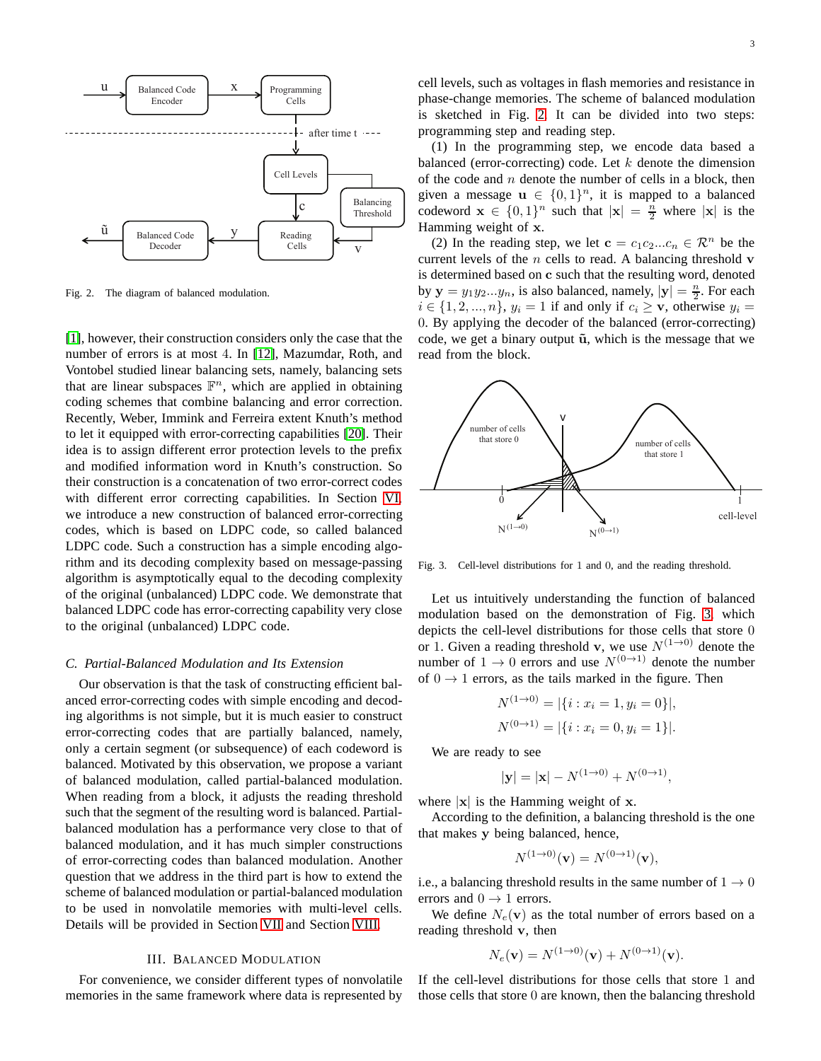Fig. 2. The diagram of balanced modulation.

[1], however, their construction considers only the case that the number of errors is at most 4. In [12], Mazumdar, Roth, and Vontobel studied linear balancing sets, namely, balancing sets that are linear subspaces $\mathbb{F}^n$, which are applied in obtaining coding schemes that combine balancing and error correction. Recently, Weber, Immink and Ferreira extent Knuth's method to let it equipped with error-correcting capabilities [20]. Their idea is to assign different error protection levels to the prefix and modified information word in Knuth's construction. So their construction is a concatenation of two error-correct codes with different error correcting capabilities. In Section VI, we introduce a new construction of balanced error-correcting codes, which is based on LDPC code, so called balanced LDPC code. Such a construction has a simple encoding algorithm and its decoding complexity based on message-passing algorithm is asymptotically equal to the decoding complexity of the original (unbalanced) LDPC code. We demonstrate that balanced LDPC code has error-correcting capability very close to the original (unbalanced) LDPC code.

### C. Partial-Balanced Modulation and Its Extension

Our observation is that the task of constructing efficient balanced error-correcting codes with simple encoding and decoding algorithms is not simple, but it is much easier to construct error-correcting codes that are partially balanced, namely, only a certain segment (or subsequence) of each codeword is balanced. Motivated by this observation, we propose a variant of balanced modulation, called partial-balanced modulation. When reading from a block, it adjusts the reading threshold such that the segment of the resulting word is balanced. Partial-balanced modulation has a performance very close to that of balanced modulation, and it has much simpler constructions of error-correcting codes than balanced modulation. Another question that we address in the third part is how to extend the scheme of balanced modulation or partial-balanced modulation to be used in nonvolatile memories with multi-level cells. Details will be provided in Section VII and Section VIII.

## III. Balanced Modulation

For convenience, we consider different types of nonvolatile memories in the same framework where data is represented by cell levels, such as voltages in flash memories and resistance in phase-change memories. The scheme of balanced modulation is sketched in Fig. 2. It can be divided into two steps: programming step and reading step.

(1) In the programming step, we encode data based a balanced (error-correcting) code. Let $k$ denote the dimension of the code and $n$ denote the number of cells in a block, then given a message $\mathbf{u} \in \{0,1\}^n$, it is mapped to a balanced codeword $\mathbf{x} \in \{0,1\}^n$ such that $|\mathbf{x}| = \frac{n}{2}$ where $|\mathbf{x}|$ is the Hamming weight of $\mathbf{x}$.

(2) In the reading step, we let $\mathbf{c} = c_1 c_2 ... c_n \in \mathcal{R}^n$ be the current levels of the $n$ cells to read. A balancing threshold $\mathbf{v}$ is determined based on $\mathbf{c}$ such that the resulting word, denoted by $\mathbf{y} = y_1 y_2 ... y_n$, is also balanced, namely, $|\mathbf{y}| = \frac{n}{2}$. For each $i \in \{1, 2, ..., n\}$, $y_i = 1$ if and only if $c_i \geq \mathbf{v}$, otherwise $y_i = 0$. By applying the decoder of the balanced (error-correcting) code, we get a binary output $\tilde{\mathbf{u}}$, which is the message that we read from the block.

Fig. 3. Cell-level distributions for 1 and 0, and the reading threshold.

Let us intuitively understanding the function of balanced modulation based on the demonstration of Fig. 3, which depicts the cell-level distributions for those cells that store 0 or 1. Given a reading threshold $\mathbf{v}$, we use $N^{(1\to 0)}$ denote the number of $1 \to 0$ errors and use $N^{(0\to 1)}$ denote the number of $0 \to 1$ errors, as the tails marked in the figure. Then

$$N^{(1\to 0)} = |\{i : x_i = 1, y_i = 0\}|,$$

$$N^{(0\to 1)} = |\{i : x_i = 0, y_i = 1\}|.$$

We are ready to see

$$|\mathbf{y}| = |\mathbf{x}| - N^{(1\to 0)} + N^{(0\to 1)},$$

where $|\mathbf{x}|$ is the Hamming weight of $\mathbf{x}$.

According to the definition, a balancing threshold is the one that makes $\mathbf{y}$ being balanced, hence,

$$N^{(1\to 0)}(\mathbf{v}) = N^{(0\to 1)}(\mathbf{v}),$$

i.e., a balancing threshold results in the same number of $1 \to 0$ errors and $0 \to 1$ errors.

We define $N_e(\mathbf{v})$ as the total number of errors based on a reading threshold $\mathbf{v}$, then

$$N_e(\mathbf{v}) = N^{(1\to 0)}(\mathbf{v}) + N^{(0\to 1)}(\mathbf{v}).$$

If the cell-level distributions for those cells that store 1 and those cells that store 0 are known, then the balancing threshold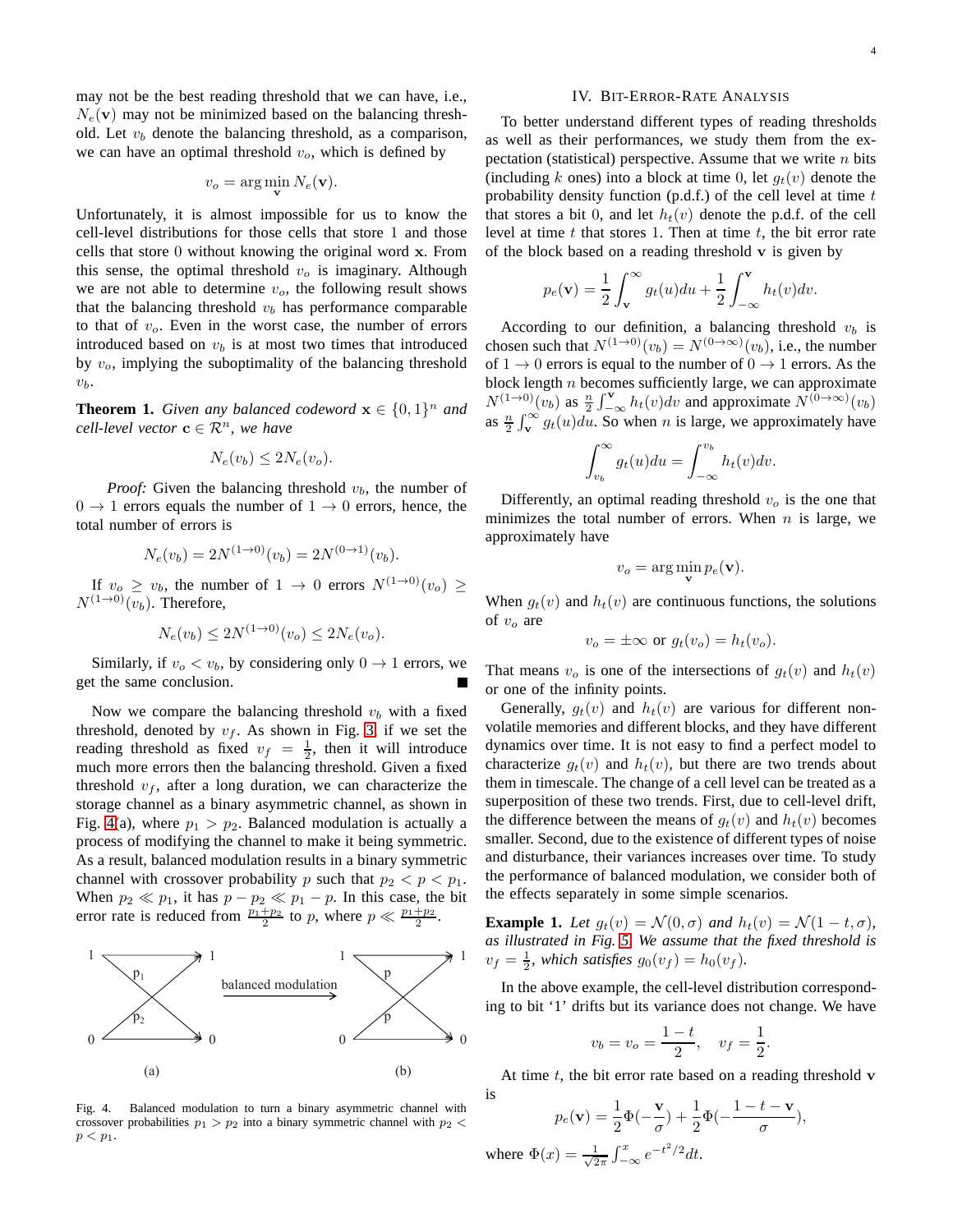may not be the best reading threshold that we can have, i.e., $N_e(\mathbf{v})$ may not be minimized based on the balancing threshold. Let $v_b$ denote the balancing threshold, as a comparison, we can have an optimal threshold $v_o$, which is defined by

$$v_o = \arg\min_{\mathbf{v}} N_e(\mathbf{v}).$$

Unfortunately, it is almost impossible for us to know the cell-level distributions for those cells that store 1 and those cells that store 0 without knowing the original word $\mathbf{x}$. From this sense, the optimal threshold $v_o$ is imaginary. Although we are not able to determine $v_o$, the following result shows that the balancing threshold $v_b$ has performance comparable to that of $v_o$. Even in the worst case, the number of errors introduced based on $v_b$ is at most two times that introduced by $v_o$, implying the suboptimality of the balancing threshold $v_b$.

**Theorem 1.** *Given any balanced codeword $\mathbf{x} \in \{0,1\}^n$ and cell-level vector $\mathbf{c} \in \mathcal{R}^n$, we have*

$$N_e(v_b) \leq 2N_e(v_o).$$

*Proof:* Given the balancing threshold $v_b$, the number of $0 \to 1$ errors equals the number of $1 \to 0$ errors, hence, the total number of errors is

$$N_e(v_b) = 2N^{(1\to 0)}(v_b) = 2N^{(0\to 1)}(v_b).$$

If $v_o \geq v_b$, the number of $1 \to 0$ errors $N^{(1\to 0)}(v_o) \geq N^{(1\to 0)}(v_b)$. Therefore,

$$N_e(v_b) \leq 2N^{(1\to 0)}(v_o) \leq 2N_e(v_o).$$

Similarly, if $v_o < v_b$, by considering only $0 \to 1$ errors, we get the same conclusion. ∎

Now we compare the balancing threshold $v_b$ with a fixed threshold, denoted by $v_f$. As shown in Fig. 3, if we set the reading threshold as fixed $v_f = \frac{1}{2}$, then it will introduce much more errors then the balancing threshold. Given a fixed threshold $v_f$, after a long duration, we can characterize the storage channel as a binary asymmetric channel, as shown in Fig. 4(a), where $p_1 > p_2$. Balanced modulation is actually a process of modifying the channel to make it being symmetric. As a result, balanced modulation results in a binary symmetric channel with crossover probability $p$ such that $p_2 < p < p_1$. When $p_2 \ll p_1$, it has $p - p_2 \ll p_1 - p$. In this case, the bit error rate is reduced from $\frac{p_1+p_2}{2}$ to $p$, where $p \ll \frac{p_1+p_2}{2}$.

Fig. 4. Balanced modulation to turn a binary asymmetric channel with crossover probabilities $p_1 > p_2$ into a binary symmetric channel with $p_2 < p < p_1$.

## IV. Bit-Error-Rate Analysis

To better understand different types of reading thresholds as well as their performances, we study them from the expectation (statistical) perspective. Assume that we write $n$ bits (including $k$ ones) into a block at time 0, let $g_t(v)$ denote the probability density function (p.d.f.) of the cell level at time $t$ that stores a bit 0, and let $h_t(v)$ denote the p.d.f. of the cell level at time $t$ that stores 1. Then at time $t$, the bit error rate of the block based on a reading threshold $\mathbf{v}$ is given by

$$p_e(\mathbf{v}) = \frac{1}{2}\int_{\mathbf{v}}^{\infty} g_t(u)du + \frac{1}{2}\int_{-\infty}^{\mathbf{v}} h_t(v)dv.$$

According to our definition, a balancing threshold $v_b$ is chosen such that $N^{(1\to 0)}(v_b) = N^{(0\to\infty)}(v_b)$, i.e., the number of $1 \to 0$ errors is equal to the number of $0 \to 1$ errors. As the block length $n$ becomes sufficiently large, we can approximate $N^{(1\to 0)}(v_b)$ as $\frac{n}{2}\int_{-\infty}^{\mathbf{v}} h_t(v)dv$ and approximate $N^{(0\to\infty)}(v_b)$ as $\frac{n}{2}\int_{\mathbf{v}}^{\infty} g_t(u)du$. So when $n$ is large, we approximately have

$$\int_{v_b}^{\infty} g_t(u)du = \int_{-\infty}^{v_b} h_t(v)dv.$$

Differently, an optimal reading threshold $v_o$ is the one that minimizes the total number of errors. When $n$ is large, we approximately have

$$v_o = \arg\min_{\mathbf{v}} p_e(\mathbf{v}).$$

When $g_t(v)$ and $h_t(v)$ are continuous functions, the solutions of $v_o$ are

$$v_o = \pm\infty \text{ or } g_t(v_o) = h_t(v_o).$$

That means $v_o$ is one of the intersections of $g_t(v)$ and $h_t(v)$ or one of the infinity points.

Generally, $g_t(v)$ and $h_t(v)$ are various for different non-volatile memories and different blocks, and they have different dynamics over time. It is not easy to find a perfect model to characterize $g_t(v)$ and $h_t(v)$, but there are two trends about them in timescale. The change of a cell level can be treated as a superposition of these two trends. First, due to cell-level drift, the difference between the means of $g_t(v)$ and $h_t(v)$ becomes smaller. Second, due to the existence of different types of noise and disturbance, their variances increases over time. To study the performance of balanced modulation, we consider both of the effects separately in some simple scenarios.

**Example 1.** *Let $g_t(v) = \mathcal{N}(0, \sigma)$ and $h_t(v) = \mathcal{N}(1-t, \sigma)$, as illustrated in Fig. 5. We assume that the fixed threshold is $v_f = \frac{1}{2}$, which satisfies $g_0(v_f) = h_0(v_f)$.*

In the above example, the cell-level distribution corresponding to bit '1' drifts but its variance does not change. We have

$$v_b = v_o = \frac{1-t}{2}, \quad v_f = \frac{1}{2}.$$

At time $t$, the bit error rate based on a reading threshold $\mathbf{v}$ is

$$p_e(\mathbf{v}) = \frac{1}{2}\Phi(-\frac{\mathbf{v}}{\sigma}) + \frac{1}{2}\Phi(-\frac{1-t-\mathbf{v}}{\sigma}),$$

where $\Phi(x) = \frac{1}{\sqrt{2\pi}}\int_{-\infty}^{x} e^{-t^2/2}dt$.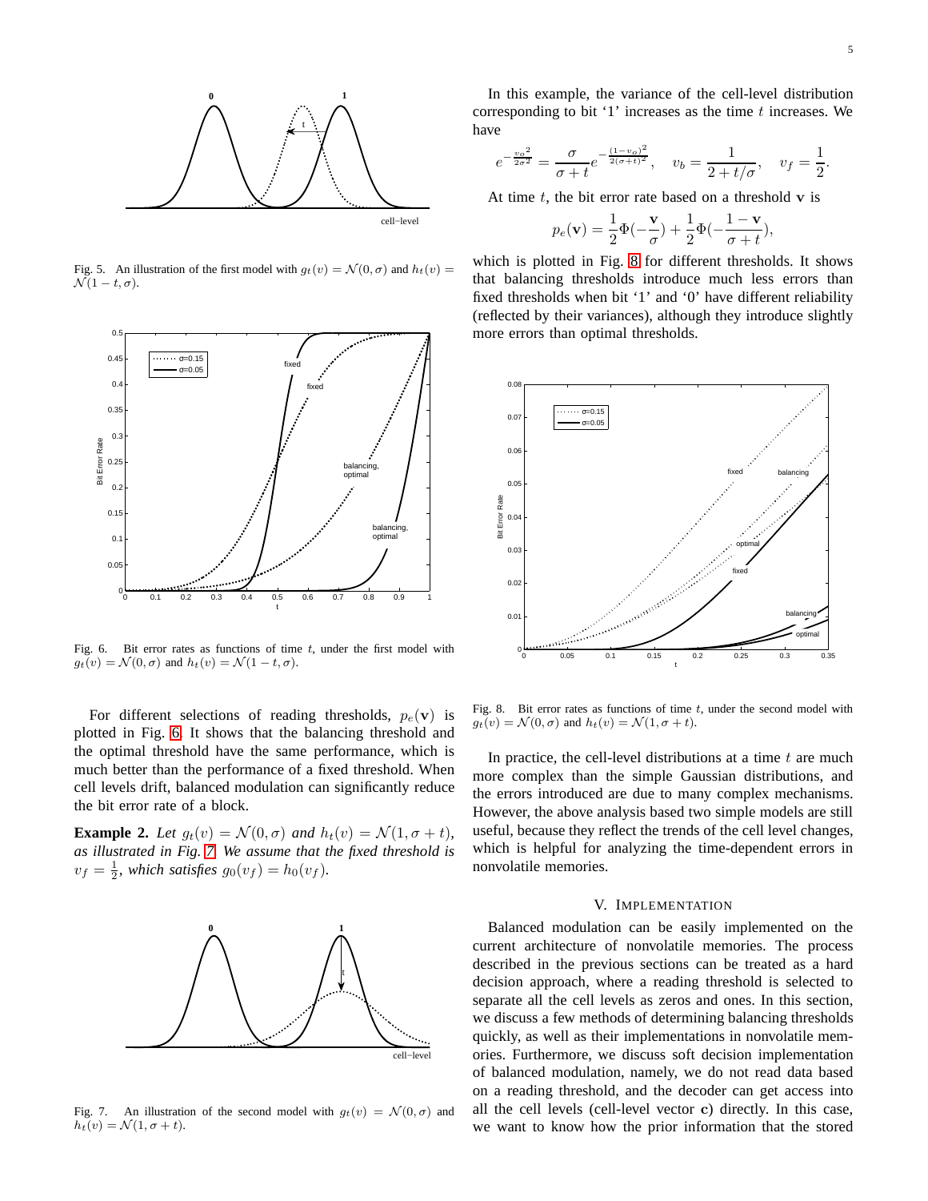Fig. 5. An illustration of the first model with $g_t(v) = \mathcal{N}(0, \sigma)$ and $h_t(v) = \mathcal{N}(1-t, \sigma)$.

Fig. 6. Bit error rates as functions of time $t$, under the first model with $g_t(v) = \mathcal{N}(0, \sigma)$ and $h_t(v) = \mathcal{N}(1-t, \sigma)$.

For different selections of reading thresholds, $p_e(\mathbf{v})$ is plotted in Fig. 6. It shows that the balancing threshold and the optimal threshold have the same performance, which is much better than the performance of a fixed threshold. When cell levels drift, balanced modulation can significantly reduce the bit error rate of a block.

**Example 2.** *Let $g_t(v) = \mathcal{N}(0, \sigma)$ and $h_t(v) = \mathcal{N}(1, \sigma + t)$, as illustrated in Fig. 7. We assume that the fixed threshold is $v_f = \frac{1}{2}$, which satisfies $g_0(v_f) = h_0(v_f)$.*

Fig. 7. An illustration of the second model with $g_t(v) = \mathcal{N}(0, \sigma)$ and $h_t(v) = \mathcal{N}(1, \sigma + t)$.

In this example, the variance of the cell-level distribution corresponding to bit '1' increases as the time $t$ increases. We have

$$e^{-\frac{v_o^2}{2\sigma^2}} = \frac{\sigma}{\sigma + t} e^{-\frac{(1-v_o)^2}{2(\sigma+t)^2}}, \quad v_b = \frac{1}{2 + t/\sigma}, \quad v_f = \frac{1}{2}.$$

At time $t$, the bit error rate based on a threshold $\mathbf{v}$ is

$$p_e(\mathbf{v}) = \frac{1}{2}\Phi(-\frac{\mathbf{v}}{\sigma}) + \frac{1}{2}\Phi(-\frac{1-\mathbf{v}}{\sigma + t}),$$

which is plotted in Fig. 8 for different thresholds. It shows that balancing thresholds introduce much less errors than fixed thresholds when bit '1' and '0' have different reliability (reflected by their variances), although they introduce slightly more errors than optimal thresholds.

Fig. 8. Bit error rates as functions of time $t$, under the second model with $g_t(v) = \mathcal{N}(0, \sigma)$ and $h_t(v) = \mathcal{N}(1, \sigma + t)$.

In practice, the cell-level distributions at a time $t$ are much more complex than the simple Gaussian distributions, and the errors introduced are due to many complex mechanisms. However, the above analysis based two simple models are still useful, because they reflect the trends of the cell level changes, which is helpful for analyzing the time-dependent errors in nonvolatile memories.

## V. Implementation

Balanced modulation can be easily implemented on the current architecture of nonvolatile memories. The process described in the previous sections can be treated as a hard decision approach, where a reading threshold is selected to separate all the cell levels as zeros and ones. In this section, we discuss a few methods of determining balancing thresholds quickly, as well as their implementations in nonvolatile memories. Furthermore, we discuss soft decision implementation of balanced modulation, namely, we do not read data based on a reading threshold, and the decoder can get access into all the cell levels (cell-level vector $\mathbf{c}$) directly. In this case, we want to know how the prior information that the stored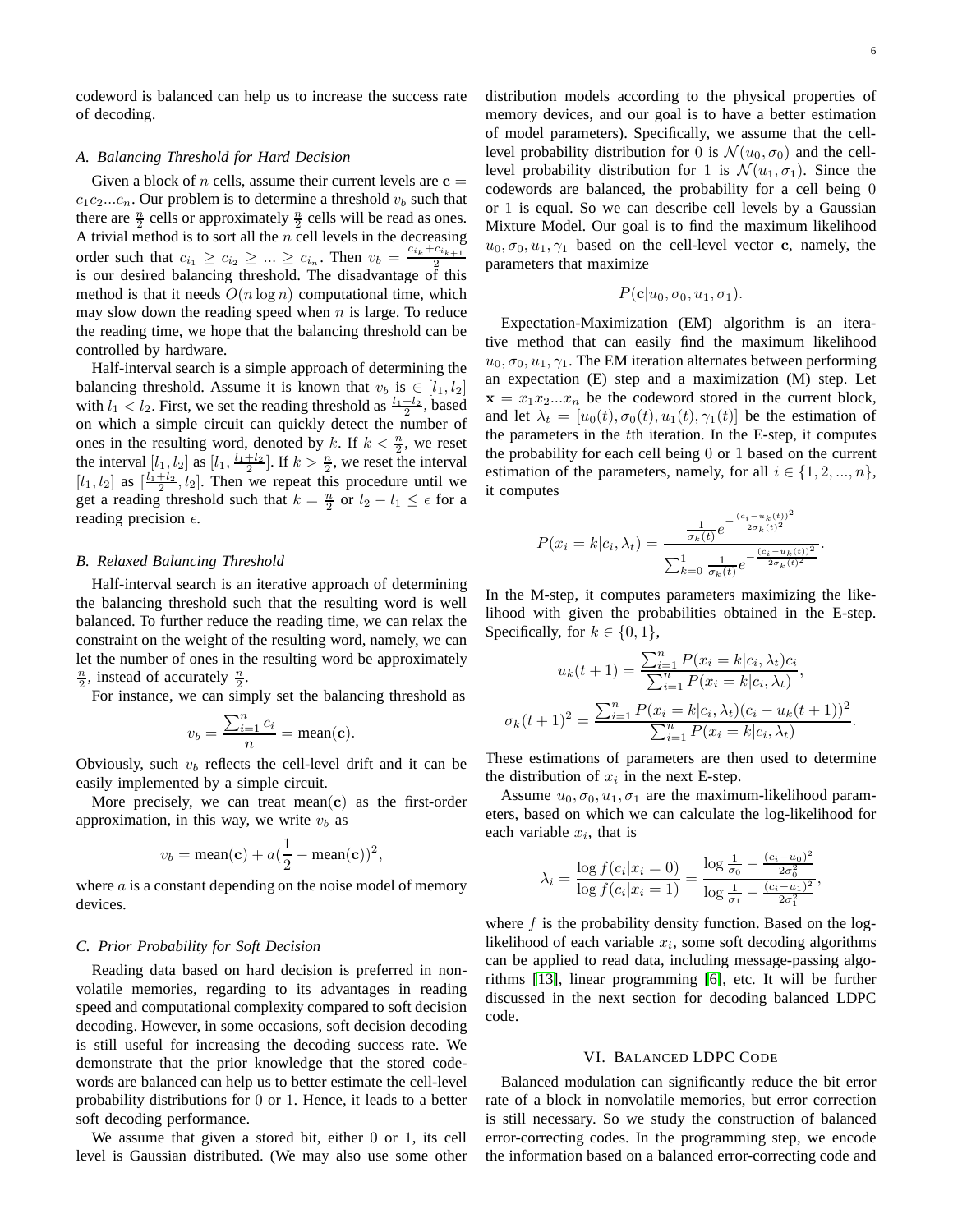codeword is balanced can help us to increase the success rate of decoding.

### A. Balancing Threshold for Hard Decision

Given a block of $n$ cells, assume their current levels are $\mathbf{c} = c_1c_2...c_n$. Our problem is to determine a threshold $v_b$ such that there are $\frac{n}{2}$ cells or approximately $\frac{n}{2}$ cells will be read as ones. A trivial method is to sort all the $n$ cell levels in the decreasing order such that $c_{i_1} \geq c_{i_2} \geq ... \geq c_{i_n}$. Then $v_b = \frac{c_{i_k}+c_{i_{k+1}}}{2}$ is our desired balancing threshold. The disadvantage of this method is that it needs $O(n \log n)$ computational time, which may slow down the reading speed when $n$ is large. To reduce the reading time, we hope that the balancing threshold can be controlled by hardware.

Half-interval search is a simple approach of determining the balancing threshold. Assume it is known that $v_b$ is $\in [l_1, l_2]$ with $l_1 < l_2$. First, we set the reading threshold as $\frac{l_1+l_2}{2}$, based on which a simple circuit can quickly detect the number of ones in the resulting word, denoted by $k$. If $k < \frac{n}{2}$, we reset the interval $[l_1, l_2]$ as $[l_1, \frac{l_1+l_2}{2}]$. If $k > \frac{n}{2}$, we reset the interval $[l_1, l_2]$ as $[\frac{l_1+l_2}{2}, l_2]$. Then we repeat this procedure until we get a reading threshold such that $k = \frac{n}{2}$ or $l_2 - l_1 \leq \epsilon$ for a reading precision $\epsilon$.

### B. Relaxed Balancing Threshold

Half-interval search is an iterative approach of determining the balancing threshold such that the resulting word is well balanced. To further reduce the reading time, we can relax the constraint on the weight of the resulting word, namely, we can let the number of ones in the resulting word be approximately $\frac{n}{2}$, instead of accurately $\frac{n}{2}$.

For instance, we can simply set the balancing threshold as

$$v_b = \frac{\sum_{i=1}^{n} c_i}{n} = \text{mean}(\mathbf{c}).$$

Obviously, such $v_b$ reflects the cell-level drift and it can be easily implemented by a simple circuit.

More precisely, we can treat mean($\mathbf{c}$) as the first-order approximation, in this way, we write $v_b$ as

$$v_b = \text{mean}(\mathbf{c}) + a(\frac{1}{2} - \text{mean}(\mathbf{c}))^2,$$

where $a$ is a constant depending on the noise model of memory devices.

### C. Prior Probability for Soft Decision

Reading data based on hard decision is preferred in nonvolatile memories, regarding to its advantages in reading speed and computational complexity compared to soft decision decoding. However, in some occasions, soft decision decoding is still useful for increasing the decoding success rate. We demonstrate that the prior knowledge that the stored codewords are balanced can help us to better estimate the cell-level probability distributions for 0 or 1. Hence, it leads to a better soft decoding performance.

We assume that given a stored bit, either 0 or 1, its cell level is Gaussian distributed. (We may also use some other distribution models according to the physical properties of memory devices, and our goal is to have a better estimation of model parameters). Specifically, we assume that the cell-level probability distribution for 0 is $\mathcal{N}(u_0, \sigma_0)$ and the cell-level probability distribution for 1 is $\mathcal{N}(u_1, \sigma_1)$. Since the codewords are balanced, the probability for a cell being 0 or 1 is equal. So we can describe cell levels by a Gaussian Mixture Model. Our goal is to find the maximum likelihood $u_0, \sigma_0, u_1, \gamma_1$ based on the cell-level vector $\mathbf{c}$, namely, the parameters that maximize

$$P(\mathbf{c}|u_0, \sigma_0, u_1, \sigma_1).$$

Expectation-Maximization (EM) algorithm is an iterative method that can easily find the maximum likelihood $u_0, \sigma_0, u_1, \gamma_1$. The EM iteration alternates between performing an expectation (E) step and a maximization (M) step. Let $\mathbf{x} = x_1x_2...x_n$ be the codeword stored in the current block, and let $\lambda_t = [u_0(t), \sigma_0(t), u_1(t), \gamma_1(t)]$ be the estimation of the parameters in the $t$th iteration. In the E-step, it computes the probability for each cell being 0 or 1 based on the current estimation of the parameters, namely, for all $i \in \{1, 2, ..., n\}$, it computes

$$P(x_i = k|c_i, \lambda_t) = \frac{\frac{1}{\sigma_k(t)} e^{-\frac{(c_i - u_k(t))^2}{2\sigma_k(t)^2}}}{\sum_{k=0}^{1} \frac{1}{\sigma_k(t)} e^{-\frac{(c_i - u_k(t))^2}{2\sigma_k(t)^2}}}.$$

In the M-step, it computes parameters maximizing the likelihood with given the probabilities obtained in the E-step. Specifically, for $k \in \{0, 1\}$,

$$u_k(t+1) = \frac{\sum_{i=1}^{n} P(x_i = k|c_i, \lambda_t) c_i}{\sum_{i=1}^{n} P(x_i = k|c_i, \lambda_t)},$$

$$\sigma_k(t+1)^2 = \frac{\sum_{i=1}^{n} P(x_i = k|c_i, \lambda_t)(c_i - u_k(t+1))^2}{\sum_{i=1}^{n} P(x_i = k|c_i, \lambda_t)}.$$

These estimations of parameters are then used to determine the distribution of $x_i$ in the next E-step.

Assume $u_0, \sigma_0, u_1, \sigma_1$ are the maximum-likelihood parameters, based on which we can calculate the log-likelihood for each variable $x_i$, that is

$$\lambda_i = \frac{\log f(c_i|x_i = 0)}{\log f(c_i|x_i = 1)} = \frac{\log \frac{1}{\sigma_0} - \frac{(c_i - u_0)^2}{2\sigma_0^2}}{\log \frac{1}{\sigma_1} - \frac{(c_i - u_1)^2}{2\sigma_1^2}},$$

where $f$ is the probability density function. Based on the log-likelihood of each variable $x_i$, some soft decoding algorithms can be applied to read data, including message-passing algorithms [13], linear programming [6], etc. It will be further discussed in the next section for decoding balanced LDPC code.

## VI. Balanced LDPC Code

Balanced modulation can significantly reduce the bit error rate of a block in nonvolatile memories, but error correction is still necessary. So we study the construction of balanced error-correcting codes. In the programming step, we encode the information based on a balanced error-correcting code and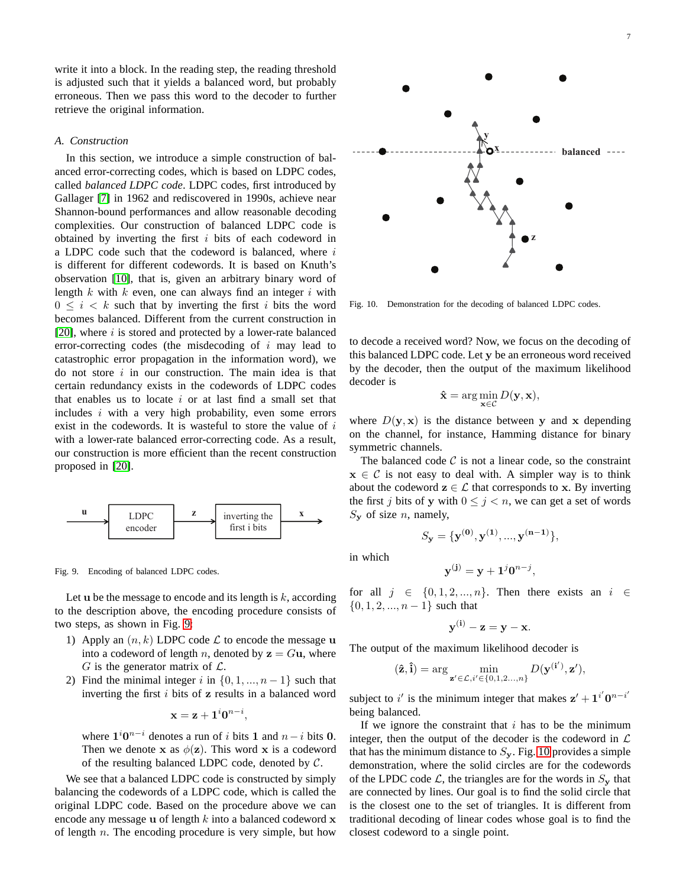write it into a block. In the reading step, the reading threshold is adjusted such that it yields a balanced word, but probably erroneous. Then we pass this word to the decoder to further retrieve the original information.

### A. Construction

In this section, we introduce a simple construction of balanced error-correcting codes, which is based on LDPC codes, called *balanced LDPC code*. LDPC codes, first introduced by Gallager [7] in 1962 and rediscovered in 1990s, achieve near Shannon-bound performances and allow reasonable decoding complexities. Our construction of balanced LDPC code is obtained by inverting the first $i$ bits of each codeword in a LDPC code such that the codeword is balanced, where $i$ is different for different codewords. It is based on Knuth's observation [10], that is, given an arbitrary binary word of length $k$ with $k$ even, one can always find an integer $i$ with $0 \leq i < k$ such that by inverting the first $i$ bits the word becomes balanced. Different from the current construction in [20], where $i$ is stored and protected by a lower-rate balanced error-correcting codes (the misdecoding of $i$ may lead to catastrophic error propagation in the information word), we do not store $i$ in our construction. The main idea is that certain redundancy exists in the codewords of LDPC codes that enables us to locate $i$ or at last find a small set that includes $i$ with a very high probability, even some errors exist in the codewords. It is wasteful to store the value of $i$ with a lower-rate balanced error-correcting code. As a result, our construction is more efficient than the recent construction proposed in [20].

Fig. 9. Encoding of balanced LDPC codes.

Let $\mathbf{u}$ be the message to encode and its length is $k$, according to the description above, the encoding procedure consists of two steps, as shown in Fig. 9:

1) Apply an $(n, k)$ LDPC code $\mathcal{L}$ to encode the message $\mathbf{u}$ into a codeword of length $n$, denoted by $\mathbf{z} = G\mathbf{u}$, where $G$ is the generator matrix of $\mathcal{L}$.
2) Find the minimal integer $i$ in $\{0, 1, ..., n-1\}$ such that inverting the first $i$ bits of $\mathbf{z}$ results in a balanced word
$$\mathbf{x} = \mathbf{z} + \mathbf{1}^i\mathbf{0}^{n-i},$$
where $\mathbf{1}^i\mathbf{0}^{n-i}$ denotes a run of $i$ bits $\mathbf{1}$ and $n-i$ bits $\mathbf{0}$. Then we denote $\mathbf{x}$ as $\phi(\mathbf{z})$. This word $\mathbf{x}$ is a codeword of the resulting balanced LDPC code, denoted by $\mathcal{C}$.

We see that a balanced LDPC code is constructed by simply balancing the codewords of a LDPC code, which is called the original LDPC code. Based on the procedure above we can encode any message $\mathbf{u}$ of length $k$ into a balanced codeword $\mathbf{x}$ of length $n$. The encoding procedure is very simple, but how to decode a received word? Now, we focus on the decoding of this balanced LDPC code. Let $\mathbf{y}$ be an erroneous word received by the decoder, then the output of the maximum likelihood decoder is

$$\hat{\mathbf{x}} = \arg\min_{\mathbf{x}\in\mathcal{C}} D(\mathbf{y}, \mathbf{x}),$$

where $D(\mathbf{y}, \mathbf{x})$ is the distance between $\mathbf{y}$ and $\mathbf{x}$ depending on the channel, for instance, Hamming distance for binary symmetric channels.

Fig. 10. Demonstration for the decoding of balanced LDPC codes.

The balanced code $\mathcal{C}$ is not a linear code, so the constraint $\mathbf{x} \in \mathcal{C}$ is not easy to deal with. A simpler way is to think about the codeword $\mathbf{z} \in \mathcal{L}$ that corresponds to $\mathbf{x}$. By inverting the first $j$ bits of $\mathbf{y}$ with $0 \leq j < n$, we can get a set of words $S_{\mathbf{y}}$ of size $n$, namely,

$$S_{\mathbf{y}} = \{\mathbf{y}^{(\mathbf{0})}, \mathbf{y}^{(\mathbf{1})}, ..., \mathbf{y}^{(\mathbf{n-1})}\},$$

in which

$$\mathbf{y}^{(\mathbf{j})} = \mathbf{y} + \mathbf{1}^j\mathbf{0}^{n-j},$$

for all $j \in \{0, 1, 2, ..., n\}$. Then there exists an $i \in \{0, 1, 2, ..., n-1\}$ such that

$$\mathbf{y}^{(\mathbf{i})} - \mathbf{z} = \mathbf{y} - \mathbf{x}.$$

The output of the maximum likelihood decoder is

$$(\hat{\mathbf{z}}, \hat{\mathbf{i}}) = \arg\min_{\mathbf{z}'\in\mathcal{L}, i'\in\{0,1,2...,n\}} D(\mathbf{y}^{(\mathbf{i}')}, \mathbf{z}'),$$

subject to $i'$ is the minimum integer that makes $\mathbf{z}' + \mathbf{1}^{i'}\mathbf{0}^{n-i'}$ being balanced.

If we ignore the constraint that $i$ has to be the minimum integer, then the output of the decoder is the codeword in $\mathcal{L}$ that has the minimum distance to $S_{\mathbf{y}}$. Fig. 10 provides a simple demonstration, where the solid circles are for the codewords of the LPDC code $\mathcal{L}$, the triangles are for the words in $S_{\mathbf{y}}$ that are connected by lines. Our goal is to find the solid circle that is the closest one to the set of triangles. It is different from traditional decoding of linear codes whose goal is to find the closest codeword to a single point.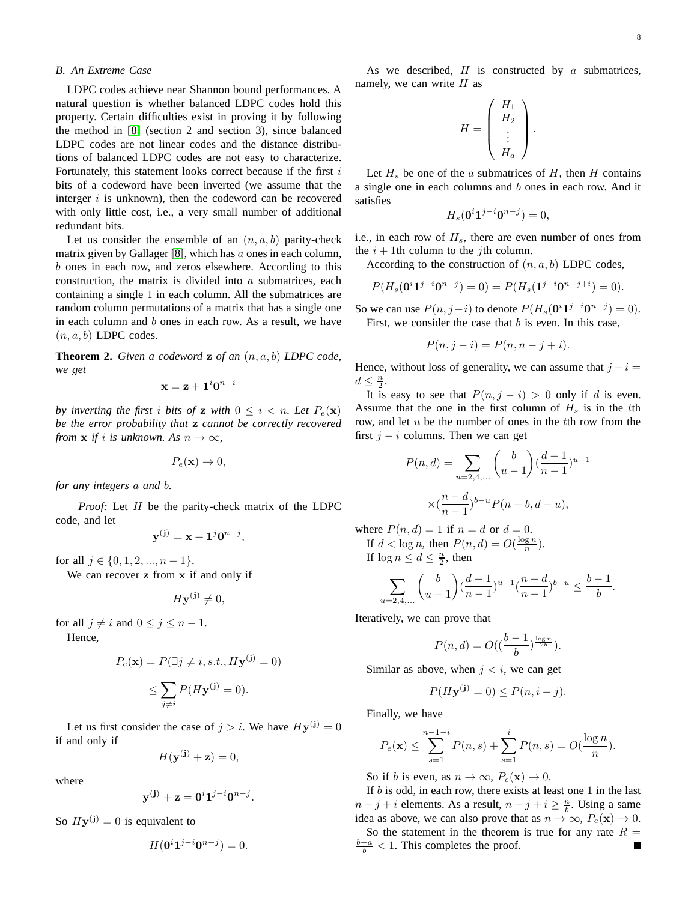### B. An Extreme Case

LDPC codes achieve near Shannon bound performances. A natural question is whether balanced LDPC codes hold this property. Certain difficulties exist in proving it by following the method in [8] (section 2 and section 3), since balanced LDPC codes are not linear codes and the distance distributions of balanced LDPC codes are not easy to characterize. Fortunately, this statement looks correct because if the first $i$ bits of a codeword have been inverted (we assume that the interger $i$ is unknown), then the codeword can be recovered with only little cost, i.e., a very small number of additional redundant bits.

Let us consider the ensemble of an $(n, a, b)$ parity-check matrix given by Gallager [8], which has $a$ ones in each column, $b$ ones in each row, and zeros elsewhere. According to this construction, the matrix is divided into $a$ submatrices, each containing a single 1 in each column. All the submatrices are random column permutations of a matrix that has a single one in each column and $b$ ones in each row. As a result, we have $(n, a, b)$ LDPC codes.

**Theorem 2.** *Given a codeword* $\mathbf{z}$ *of an* $(n, a, b)$ *LDPC code, we get*

$$\mathbf{x} = \mathbf{z} + \mathbf{1}^i\mathbf{0}^{n-i}$$

*by inverting the first* $i$ *bits of* $\mathbf{z}$ *with* $0 \leq i < n$. *Let* $P_e(\mathbf{x})$ *be the error probability that* $\mathbf{z}$ *cannot be correctly recovered from* $\mathbf{x}$ *if* $i$ *is unknown. As* $n \to \infty$,

$$P_e(\mathbf{x}) \to 0,$$

*for any integers* $a$ *and* $b$.

*Proof:* Let $H$ be the parity-check matrix of the LDPC code, and let

$$\mathbf{y}^{(\mathbf{j})} = \mathbf{x} + \mathbf{1}^j\mathbf{0}^{n-j},$$

for all $j \in \{0, 1, 2, ..., n-1\}$.

We can recover $\mathbf{z}$ from $\mathbf{x}$ if and only if

$$H\mathbf{y}^{(\mathbf{j})} \neq 0,$$

for all $j \neq i$ and $0 \leq j \leq n-1$.

Hence,

$$P_e(\mathbf{x}) = P(\exists j \neq i, s.t., H\mathbf{y}^{(\mathbf{j})} = 0)$$

$$\leq \sum_{j \neq i} P(H\mathbf{y}^{(\mathbf{j})} = 0).$$

Let us first consider the case of $j > i$. We have $H\mathbf{y}^{(\mathbf{j})} = 0$ if and only if

$$H(\mathbf{y}^{(\mathbf{j})} + \mathbf{z}) = 0,$$

where

$$\mathbf{y}^{(\mathbf{j})} + \mathbf{z} = \mathbf{0}^i\mathbf{1}^{j-i}\mathbf{0}^{n-j}.$$

So $H\mathbf{y}^{(\mathbf{j})} = 0$ is equivalent to

$$H(\mathbf{0}^i\mathbf{1}^{j-i}\mathbf{0}^{n-j}) = 0.$$

As we described, $H$ is constructed by $a$ submatrices, namely, we can write $H$ as

$$H = \begin{pmatrix} H_1 \\ H_2 \\ \vdots \\ H_a \end{pmatrix}.$$

Let $H_s$ be one of the $a$ submatrices of $H$, then $H$ contains a single one in each columns and $b$ ones in each row. And it satisfies

$$H_s(\mathbf{0}^i\mathbf{1}^{j-i}\mathbf{0}^{n-j}) = 0,$$

i.e., in each row of $H_s$, there are even number of ones from the $i+1$th column to the $j$th column.

According to the construction of $(n, a, b)$ LDPC codes,

$$P(H_s(\mathbf{0}^i\mathbf{1}^{j-i}\mathbf{0}^{n-j}) = 0) = P(H_s(\mathbf{1}^{j-i}\mathbf{0}^{n-j+i}) = 0).$$

So we can use $P(n, j-i)$ to denote $P(H_s(\mathbf{0}^i\mathbf{1}^{j-i}\mathbf{0}^{n-j}) = 0)$.

First, we consider the case that $b$ is even. In this case,

$$P(n, j-i) = P(n, n-j+i).$$

Hence, without loss of generality, we can assume that $j - i = d \leq \frac{n}{2}$.

It is easy to see that $P(n, j-i) > 0$ only if $d$ is even. Assume that the one in the first column of $H_s$ is in the $t$th row, and let $u$ be the number of ones in the $t$th row from the first $j-i$ columns. Then we can get

$$P(n, d) = \sum_{u=2,4,...} \binom{b}{u-1} (\frac{d-1}{n-1})^{u-1}$$

$$\times (\frac{n-d}{n-1})^{b-u} P(n-b, d-u),$$

where $P(n, d) = 1$ if $n = d$ or $d = 0$.

If $d < \log n$, then $P(n, d) = O(\frac{\log n}{n})$.

If $\log n \leq d \leq \frac{n}{2}$, then

$$\sum_{u=2,4,...} \binom{b}{u-1} (\frac{d-1}{n-1})^{u-1} (\frac{n-d}{n-1})^{b-u} \leq \frac{b-1}{b}.$$

Iteratively, we can prove that

$$P(n, d) = O((\frac{b-1}{b})^{\frac{\log n}{2b}}).$$

Similar as above, when $j < i$, we can get

$$P(H\mathbf{y}^{(\mathbf{j})} = 0) \leq P(n, i-j).$$

Finally, we have

$$P_e(\mathbf{x}) \leq \sum_{s=1}^{n-1-i} P(n, s) + \sum_{s=1}^{i} P(n, s) = O(\frac{\log n}{n}).$$

So if $b$ is even, as $n \to \infty$, $P_e(\mathbf{x}) \to 0$.

If $b$ is odd, in each row, there exists at least one 1 in the last $n - j + i$ elements. As a result, $n - j + i \geq \frac{n}{b}$. Using a same idea as above, we can also prove that as $n \to \infty$, $P_e(\mathbf{x}) \to 0$.

So the statement in the theorem is true for any rate $R = \frac{b-a}{b} < 1$. This completes the proof. ∎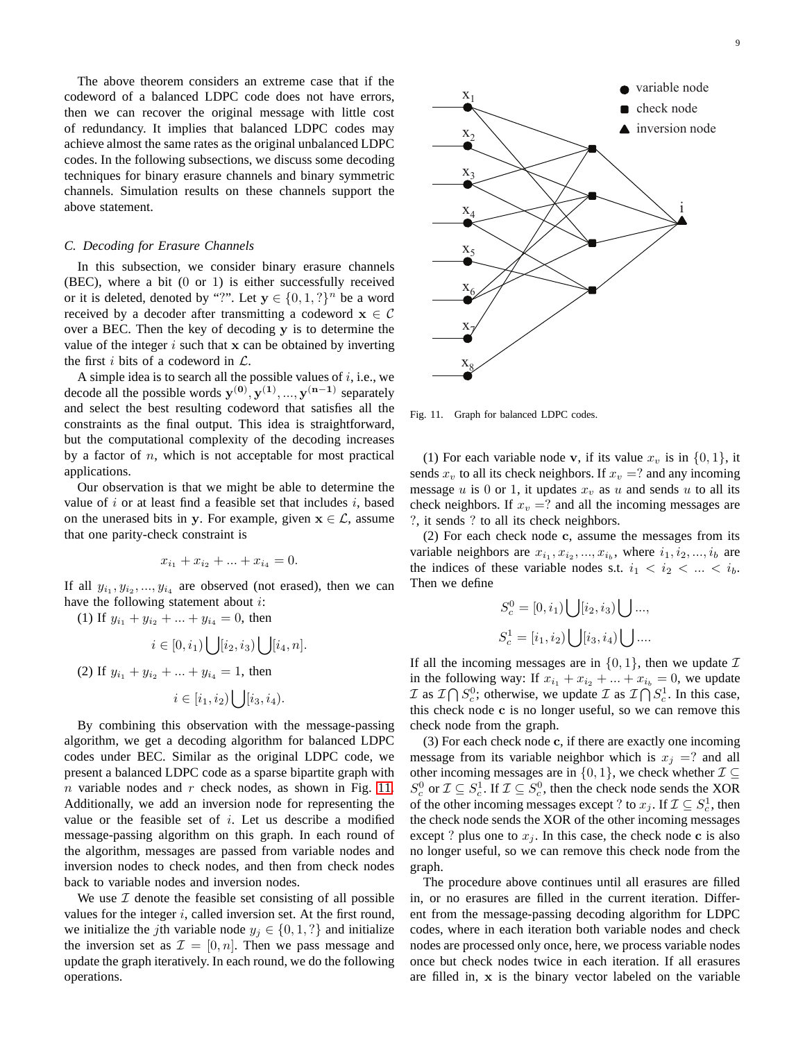The above theorem considers an extreme case that if the codeword of a balanced LDPC code does not have errors, then we can recover the original message with little cost of redundancy. It implies that balanced LDPC codes may achieve almost the same rates as the original unbalanced LDPC codes. In the following subsections, we discuss some decoding techniques for binary erasure channels and binary symmetric channels. Simulation results on these channels support the above statement.

### C. Decoding for Erasure Channels

In this subsection, we consider binary erasure channels (BEC), where a bit (0 or 1) is either successfully received or it is deleted, denoted by "?". Let $\mathbf{y} \in \{0, 1, ?\}^n$ be a word received by a decoder after transmitting a codeword $\mathbf{x} \in \mathcal{C}$ over a BEC. Then the key of decoding $\mathbf{y}$ is to determine the value of the integer $i$ such that $\mathbf{x}$ can be obtained by inverting the first $i$ bits of a codeword in $\mathcal{L}$.

A simple idea is to search all the possible values of $i$, i.e., we decode all the possible words $\mathbf{y^{(0)}}, \mathbf{y^{(1)}}, ..., \mathbf{y^{(n-1)}}$ separately and select the best resulting codeword that satisfies all the constraints as the final output. This idea is straightforward, but the computational complexity of the decoding increases by a factor of $n$, which is not acceptable for most practical applications.

Our observation is that we might be able to determine the value of $i$ or at least find a feasible set that includes $i$, based on the unerased bits in $\mathbf{y}$. For example, given $\mathbf{x} \in \mathcal{L}$, assume that one parity-check constraint is

$$x_{i_1} + x_{i_2} + ... + x_{i_4} = 0.$$

If all $y_{i_1}, y_{i_2}, ..., y_{i_4}$ are observed (not erased), then we can have the following statement about $i$:

(1) If $y_{i_1} + y_{i_2} + ... + y_{i_4} = 0$, then

$$i \in [0, i_1) \bigcup [i_2, i_3) \bigcup [i_4, n].$$

(2) If $y_{i_1} + y_{i_2} + ... + y_{i_4} = 1$, then

$$i \in [i_1, i_2) \bigcup [i_3, i_4).$$

By combining this observation with the message-passing algorithm, we get a decoding algorithm for balanced LDPC codes under BEC. Similar as the original LDPC code, we present a balanced LDPC code as a sparse bipartite graph with $n$ variable nodes and $r$ check nodes, as shown in Fig. 11. Additionally, we add an inversion node for representing the value or the feasible set of $i$. Let us describe a modified message-passing algorithm on this graph. In each round of the algorithm, messages are passed from variable nodes and inversion nodes to check nodes, and then from check nodes back to variable nodes and inversion nodes.

We use $\mathcal{I}$ denote the feasible set consisting of all possible values for the integer $i$, called inversion set. At the first round, we initialize the $j$th variable node $y_j \in \{0, 1, ?\}$ and initialize the inversion set as $\mathcal{I} = [0, n]$. Then we pass message and update the graph iteratively. In each round, we do the following operations.

Fig. 11. Graph for balanced LDPC codes.

(1) For each variable node $\mathbf{v}$, if its value $x_v$ is in $\{0, 1\}$, it sends $x_v$ to all its check neighbors. If $x_v =?$ and any incoming message $u$ is 0 or 1, it updates $x_v$ as $u$ and sends $u$ to all its check neighbors. If $x_v =?$ and all the incoming messages are ?, it sends ? to all its check neighbors.

(2) For each check node $\mathbf{c}$, assume the messages from its variable neighbors are $x_{i_1}, x_{i_2}, ..., x_{i_b}$, where $i_1, i_2, ..., i_b$ are the indices of these variable nodes s.t. $i_1 < i_2 < ... < i_b$. Then we define

$$S_c^0 = [0, i_1) \bigcup [i_2, i_3) \bigcup ...,$$

$$S_c^1 = [i_1, i_2) \bigcup [i_3, i_4) \bigcup ....$$

If all the incoming messages are in $\{0, 1\}$, then we update $\mathcal{I}$ in the following way: If $x_{i_1} + x_{i_2} + ... + x_{i_b} = 0$, we update $\mathcal{I}$ as $\mathcal{I} \bigcap S_c^0$; otherwise, we update $\mathcal{I}$ as $\mathcal{I} \bigcap S_c^1$. In this case, this check node $\mathbf{c}$ is no longer useful, so we can remove this check node from the graph.

(3) For each check node $\mathbf{c}$, if there are exactly one incoming message from its variable neighbor which is $x_j =?$ and all other incoming messages are in $\{0, 1\}$, we check whether $\mathcal{I} \subseteq S_c^0$ or $\mathcal{I} \subseteq S_c^1$. If $\mathcal{I} \subseteq S_c^0$, then the check node sends the XOR of the other incoming messages except ? to $x_j$. If $\mathcal{I} \subseteq S_c^1$, then the check node sends the XOR of the other incoming messages except ? plus one to $x_j$. In this case, the check node $\mathbf{c}$ is also no longer useful, so we can remove this check node from the graph.

The procedure above continues until all erasures are filled in, or no erasures are filled in the current iteration. Different from the message-passing decoding algorithm for LDPC codes, where in each iteration both variable nodes and check nodes are processed only once, here, we process variable nodes once but check nodes twice in each iteration. If all erasures are filled in, $\mathbf{x}$ is the binary vector labeled on the variable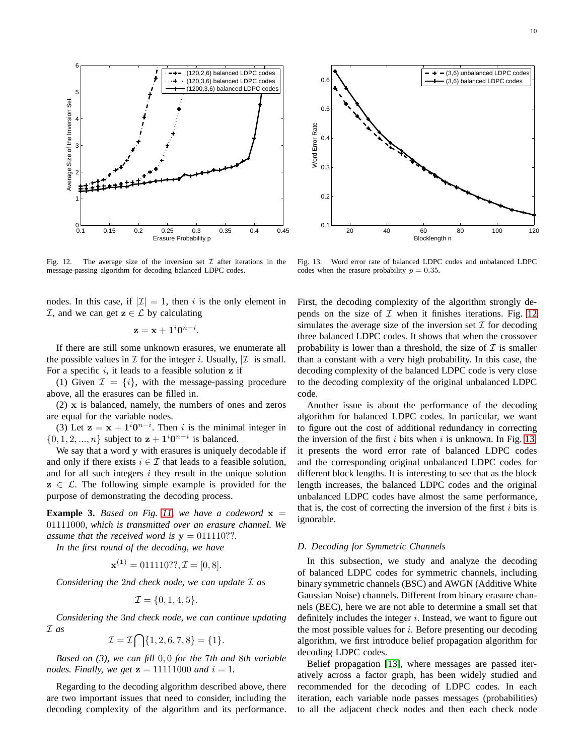Fig. 12. The average size of the inversion set $\mathcal{I}$ after iterations in the message-passing algorithm for decoding balanced LDPC codes.

Fig. 13. Word error rate of balanced LDPC codes and unbalanced LDPC codes when the erasure probability $p = 0.35$.

nodes. In this case, if $|\mathcal{I}| = 1$, then $i$ is the only element in $\mathcal{I}$, and we can get $\mathbf{z} \in \mathcal{L}$ by calculating

$$\mathbf{z} = \mathbf{x} + \mathbf{1}^i\mathbf{0}^{n-i}.$$

If there are still some unknown erasures, we enumerate all the possible values in $\mathcal{I}$ for the integer $i$. Usually, $|\mathcal{I}|$ is small. For a specific $i$, it leads to a feasible solution $\mathbf{z}$ if

(1) Given $\mathcal{I} = \{i\}$, with the message-passing procedure above, all the erasures can be filled in.

(2) $\mathbf{x}$ is balanced, namely, the numbers of ones and zeros are equal for the variable nodes.

(3) Let $\mathbf{z} = \mathbf{x} + \mathbf{1}^i\mathbf{0}^{n-i}$. Then $i$ is the minimal integer in $\{0, 1, 2, ..., n\}$ subject to $\mathbf{z} + \mathbf{1}^i\mathbf{0}^{n-i}$ is balanced.

We say that a word $\mathbf{y}$ with erasures is uniquely decodable if and only if there exists $i \in \mathcal{I}$ that leads to a feasible solution, and for all such integers $i$ they result in the unique solution $\mathbf{z} \in \mathcal{L}$. The following simple example is provided for the purpose of demonstrating the decoding process.

**Example 3.** *Based on Fig. 11, we have a codeword $\mathbf{x} = 01111000$, which is transmitted over an erasure channel. We assume that the received word is $\mathbf{y} = 011110??$.*

*In the first round of the decoding, we have*

$$\mathbf{x}^{(1)} = 011110??, \mathcal{I} = [0, 8].$$

*Considering the 2nd check node, we can update $\mathcal{I}$ as*

$$\mathcal{I} = \{0, 1, 4, 5\}.$$

*Considering the 3nd check node, we can continue updating $\mathcal{I}$ as*

$$\mathcal{I} = \mathcal{I} \bigcap \{1, 2, 6, 7, 8\} = \{1\}.$$

*Based on (3), we can fill $0, 0$ for the 7th and 8th variable nodes. Finally, we get $\mathbf{z} = 11111000$ and $i = 1$.*

Regarding to the decoding algorithm described above, there are two important issues that need to consider, including the decoding complexity of the algorithm and its performance. First, the decoding complexity of the algorithm strongly depends on the size of $\mathcal{I}$ when it finishes iterations. Fig. 12 simulates the average size of the inversion set $\mathcal{I}$ for decoding three balanced LDPC codes. It shows that when the crossover probability is lower than a threshold, the size of $\mathcal{I}$ is smaller than a constant with a very high probability. In this case, the decoding complexity of the balanced LDPC code is very close to the decoding complexity of the original unbalanced LDPC code.

Another issue is about the performance of the decoding algorithm for balanced LDPC codes. In particular, we want to figure out the cost of additional redundancy in correcting the inversion of the first $i$ bits when $i$ is unknown. In Fig. 13, it presents the word error rate of balanced LDPC codes and the corresponding original unbalanced LDPC codes for different block lengths. It is interesting to see that as the block length increases, the balanced LDPC codes and the original unbalanced LDPC codes have almost the same performance, that is, the cost of correcting the inversion of the first $i$ bits is ignorable.

### D. Decoding for Symmetric Channels

In this subsection, we study and analyze the decoding of balanced LDPC codes for symmetric channels, including binary symmetric channels (BSC) and AWGN (Additive White Gaussian Noise) channels. Different from binary erasure channels (BEC), here we are not able to determine a small set that definitely includes the integer $i$. Instead, we want to figure out the most possible values for $i$. Before presenting our decoding algorithm, we first introduce belief propagation algorithm for decoding LDPC codes.

Belief propagation [13], where messages are passed iteratively across a factor graph, has been widely studied and recommended for the decoding of LDPC codes. In each iteration, each variable node passes messages (probabilities) to all the adjacent check nodes and then each check node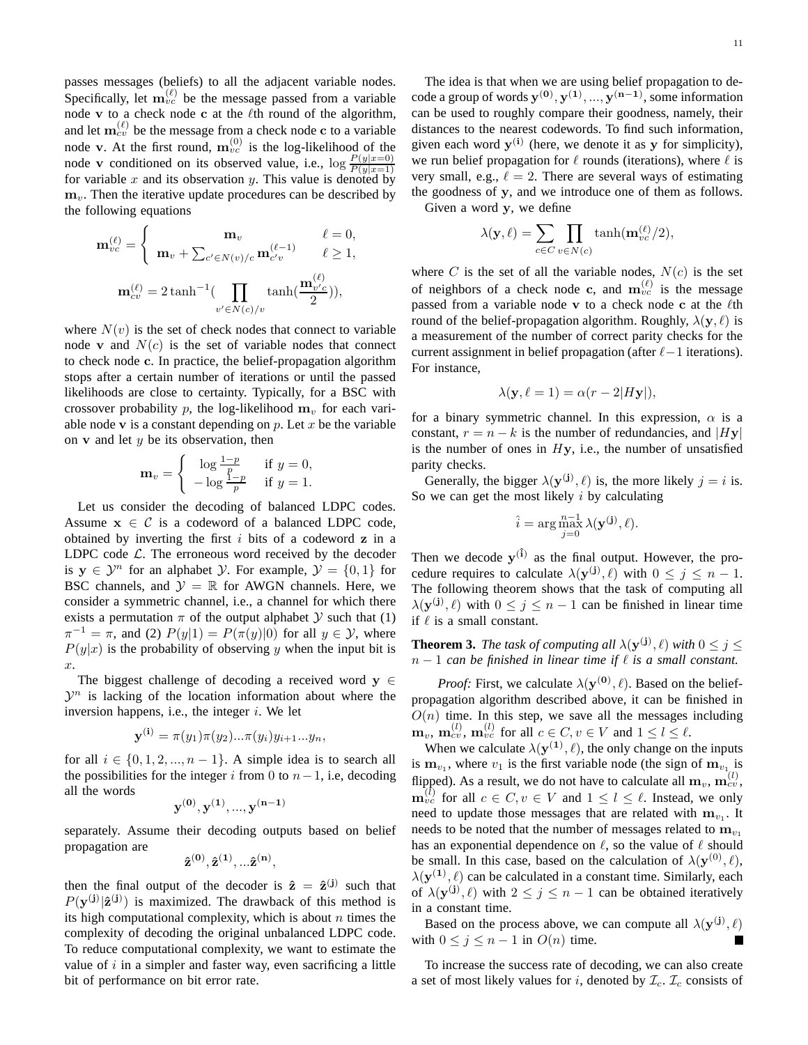passes messages (beliefs) to all the adjacent variable nodes. Specifically, let $\mathbf{m}_{vc}^{(\ell)}$ be the message passed from a variable node $\mathbf{v}$ to a check node $\mathbf{c}$ at the $\ell$th round of the algorithm, and let $\mathbf{m}_{cv}^{(\ell)}$ be the message from a check node $\mathbf{c}$ to a variable node $\mathbf{v}$. At the first round, $\mathbf{m}_{vc}^{(0)}$ is the log-likelihood of the node $\mathbf{v}$ conditioned on its observed value, i.e., $\log \frac{P(y|x=0)}{P(y|x=1)}$ for variable $x$ and its observation $y$. This value is denoted by $\mathbf{m}_v$. Then the iterative update procedures can be described by the following equations

$$\mathbf{m}_{vc}^{(\ell)} = \begin{cases} \mathbf{m}_v & \ell = 0, \\ \mathbf{m}_v + \sum_{c' \in N(v)/c} \mathbf{m}_{c'v}^{(\ell-1)} & \ell \geq 1, \end{cases}$$

$$\mathbf{m}_{cv}^{(\ell)} = 2\tanh^{-1}\left(\prod_{v' \in N(c)/v} \tanh\left(\frac{\mathbf{m}_{v'c}^{(\ell)}}{2}\right)\right),$$

where $N(v)$ is the set of check nodes that connect to variable node $\mathbf{v}$ and $N(c)$ is the set of variable nodes that connect to check node $\mathbf{c}$. In practice, the belief-propagation algorithm stops after a certain number of iterations or until the passed likelihoods are close to certainty. Typically, for a BSC with crossover probability $p$, the log-likelihood $\mathbf{m}_v$ for each variable node $\mathbf{v}$ is a constant depending on $p$. Let $x$ be the variable on $\mathbf{v}$ and let $y$ be its observation, then

$$\mathbf{m}_v = \begin{cases} \log \frac{1-p}{p} & \text{if } y = 0, \\ -\log \frac{1-p}{p} & \text{if } y = 1. \end{cases}$$

Let us consider the decoding of balanced LDPC codes. Assume $\mathbf{x} \in \mathcal{C}$ is a codeword of a balanced LDPC code, obtained by inverting the first $i$ bits of a codeword $\mathbf{z}$ in a LDPC code $\mathcal{L}$. The erroneous word received by the decoder is $\mathbf{y} \in \mathcal{Y}^n$ for an alphabet $\mathcal{Y}$. For example, $\mathcal{Y} = \{0, 1\}$ for BSC channels, and $\mathcal{Y} = \mathbb{R}$ for AWGN channels. Here, we consider a symmetric channel, i.e., a channel for which there exists a permutation $\pi$ of the output alphabet $\mathcal{Y}$ such that (1) $\pi^{-1} = \pi$, and (2) $P(y|1) = P(\pi(y)|0)$ for all $y \in \mathcal{Y}$, where $P(y|x)$ is the probability of observing $y$ when the input bit is $x$.

The biggest challenge of decoding a received word $\mathbf{y} \in \mathcal{Y}^n$ is lacking of the location information about where the inversion happens, i.e., the integer $i$. We let

$$\mathbf{y}^{(\mathbf{i})} = \pi(y_1)\pi(y_2)...\pi(y_i)y_{i+1}...y_n,$$

for all $i \in \{0, 1, 2, ..., n-1\}$. A simple idea is to search all the possibilities for the integer $i$ from 0 to $n-1$, i.e, decoding all the words

$$\mathbf{y}^{(\mathbf{0})}, \mathbf{y}^{(\mathbf{1})}, ..., \mathbf{y}^{(\mathbf{n-1})}$$

separately. Assume their decoding outputs based on belief propagation are

$$\hat{\mathbf{z}}^{(\mathbf{0})}, \hat{\mathbf{z}}^{(\mathbf{1})}, ...\hat{\mathbf{z}}^{(\mathbf{n})},$$

then the final output of the decoder is $\hat{\mathbf{z}} = \hat{\mathbf{z}}^{(\mathbf{j})}$ such that $P(\mathbf{y}^{(\mathbf{j})}|\hat{\mathbf{z}}^{(\mathbf{j})})$ is maximized. The drawback of this method is its high computational complexity, which is about $n$ times the complexity of decoding the original unbalanced LDPC code. To reduce computational complexity, we want to estimate the value of $i$ in a simpler and faster way, even sacrificing a little bit of performance on bit error rate.

The idea is that when we are using belief propagation to decode a group of words $\mathbf{y}^{(\mathbf{0})}, \mathbf{y}^{(\mathbf{1})}, ..., \mathbf{y}^{(\mathbf{n-1})}$, some information can be used to roughly compare their goodness, namely, their distances to the nearest codewords. To find such information, given each word $\mathbf{y}^{(\mathbf{i})}$ (here, we denote it as $\mathbf{y}$ for simplicity), we run belief propagation for $\ell$ rounds (iterations), where $\ell$ is very small, e.g., $\ell = 2$. There are several ways of estimating the goodness of $\mathbf{y}$, and we introduce one of them as follows.

Given a word $\mathbf{y}$, we define

$$\lambda(\mathbf{y}, \ell) = \sum_{c \in C} \prod_{v \in N(c)} \tanh(\mathbf{m}_{vc}^{(\ell)}/2),$$

where $C$ is the set of all the variable nodes, $N(c)$ is the set of neighbors of a check node $\mathbf{c}$, and $\mathbf{m}_{vc}^{(\ell)}$ is the message passed from a variable node $\mathbf{v}$ to a check node $\mathbf{c}$ at the $\ell$th round of the belief-propagation algorithm. Roughly, $\lambda(\mathbf{y}, \ell)$ is a measurement of the number of correct parity checks for the current assignment in belief propagation (after $\ell - 1$ iterations). For instance,

$$\lambda(\mathbf{y}, \ell = 1) = \alpha(r - 2|H\mathbf{y}|),$$

for a binary symmetric channel. In this expression, $\alpha$ is a constant, $r = n - k$ is the number of redundancies, and $|H\mathbf{y}|$ is the number of ones in $H\mathbf{y}$, i.e., the number of unsatisfied parity checks.

Generally, the bigger $\lambda(\mathbf{y}^{(\mathbf{j})}, \ell)$ is, the more likely $j = i$ is. So we can get the most likely $i$ by calculating

$$\hat{i} = \arg\max_{j=0}^{n-1} \lambda(\mathbf{y}^{(\mathbf{j})}, \ell).$$

Then we decode $\mathbf{y}^{(\hat{\mathbf{i}})}$ as the final output. However, the procedure requires to calculate $\lambda(\mathbf{y}^{(\mathbf{j})}, \ell)$ with $0 \leq j \leq n-1$. The following theorem shows that the task of computing all $\lambda(\mathbf{y}^{(\mathbf{j})}, \ell)$ with $0 \leq j \leq n-1$ can be finished in linear time if $\ell$ is a small constant.

**Theorem 3.** *The task of computing all $\lambda(\mathbf{y}^{(\mathbf{j})}, \ell)$ with $0 \leq j \leq n-1$ can be finished in linear time if $\ell$ is a small constant.*

*Proof:* First, we calculate $\lambda(\mathbf{y}^{(\mathbf{0})}, \ell)$. Based on the belief-propagation algorithm described above, it can be finished in $O(n)$ time. In this step, we save all the messages including $\mathbf{m}_v$, $\mathbf{m}_{cv}^{(l)}$, $\mathbf{m}_{vc}^{(l)}$ for all $c \in C, v \in V$ and $1 \leq l \leq \ell$.

When we calculate $\lambda(\mathbf{y}^{(\mathbf{1})}, \ell)$, the only change on the inputs is $\mathbf{m}_{v_1}$, where $v_1$ is the first variable node (the sign of $\mathbf{m}_{v_1}$ is flipped). As a result, we do not have to calculate all $\mathbf{m}_v$, $\mathbf{m}_{cv}^{(l)}$, $\mathbf{m}_{vc}^{(l)}$ for all $c \in C, v \in V$ and $1 \leq l \leq \ell$. Instead, we only need to update those messages that are related with $\mathbf{m}_{v_1}$. It needs to be noted that the number of messages related to $\mathbf{m}_{v_1}$ has an exponential dependence on $\ell$, so the value of $\ell$ should be small. In this case, based on the calculation of $\lambda(\mathbf{y}^{(0)}, \ell)$, $\lambda(\mathbf{y}^{(\mathbf{1})}, \ell)$ can be calculated in a constant time. Similarly, each of $\lambda(\mathbf{y}^{(\mathbf{j})}, \ell)$ with $2 \leq j \leq n-1$ can be obtained iteratively in a constant time.

Based on the process above, we can compute all $\lambda(\mathbf{y}^{(\mathbf{j})}, \ell)$ with $0 \leq j \leq n-1$ in $O(n)$ time. ∎

To increase the success rate of decoding, we can also create a set of most likely values for $i$, denoted by $\mathcal{I}_c$. $\mathcal{I}_c$ consists of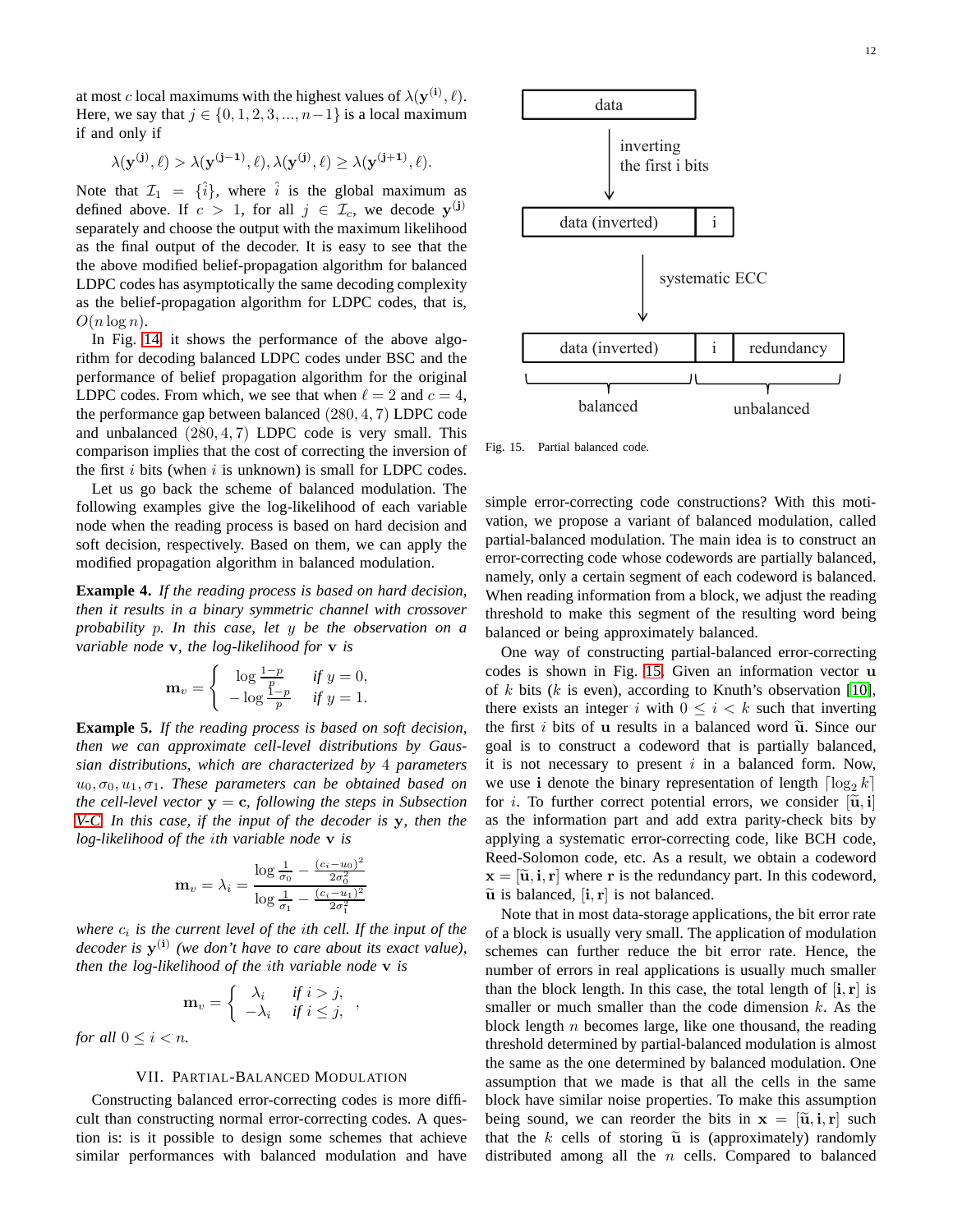at most $c$ local maximums with the highest values of $\lambda(\mathbf{y^{(i)}}, \ell)$. Here, we say that $j \in \{0, 1, 2, 3, ..., n-1\}$ is a local maximum if and only if

$$\lambda(\mathbf{y^{(j)}}, \ell) > \lambda(\mathbf{y^{(j-1)}}, \ell), \lambda(\mathbf{y^{(j)}}, \ell) \geq \lambda(\mathbf{y^{(j+1)}}, \ell).$$

Note that $\mathcal{I}_1 = \{\hat{i}\}$, where $\hat{i}$ is the global maximum as defined above. If $c > 1$, for all $j \in \mathcal{I}_c$, we decode $\mathbf{y^{(j)}}$ separately and choose the output with the maximum likelihood as the final output of the decoder. It is easy to see that the the above modified belief-propagation algorithm for balanced LDPC codes has asymptotically the same decoding complexity as the belief-propagation algorithm for LDPC codes, that is, $O(n \log n)$.

In Fig. 14, it shows the performance of the above algorithm for decoding balanced LDPC codes under BSC and the performance of belief propagation algorithm for the original LDPC codes. From which, we see that when $\ell = 2$ and $c = 4$, the performance gap between balanced $(280, 4, 7)$ LDPC code and unbalanced $(280, 4, 7)$ LDPC code is very small. This comparison implies that the cost of correcting the inversion of the first $i$ bits (when $i$ is unknown) is small for LDPC codes.

Let us go back the scheme of balanced modulation. The following examples give the log-likelihood of each variable node when the reading process is based on hard decision and soft decision, respectively. Based on them, we can apply the modified propagation algorithm in balanced modulation.

**Example 4.** *If the reading process is based on hard decision, then it results in a binary symmetric channel with crossover probability $p$. In this case, let $y$ be the observation on a variable node $\mathbf{v}$, the log-likelihood for $\mathbf{v}$ is*

$$\mathbf{m}_v = \begin{cases} \log \frac{1-p}{p} & \text{if } y = 0, \\ -\log \frac{1-p}{p} & \text{if } y = 1. \end{cases}$$

**Example 5.** *If the reading process is based on soft decision, then we can approximate cell-level distributions by Gaussian distributions, which are characterized by 4 parameters $u_0, \sigma_0, u_1, \sigma_1$. These parameters can be obtained based on the cell-level vector $\mathbf{y} = \mathbf{c}$, following the steps in Subsection V-C. In this case, if the input of the decoder is $\mathbf{y}$, then the log-likelihood of the $i$th variable node $\mathbf{v}$ is*

$$\mathbf{m}_v = \lambda_i = \frac{\log \frac{1}{\sigma_0} - \frac{(c_i - u_0)^2}{2\sigma_0^2}}{\log \frac{1}{\sigma_1} - \frac{(c_i - u_1)^2}{2\sigma_1^2}}$$

*where $c_i$ is the current level of the $i$th cell. If the input of the decoder is $\mathbf{y^{(i)}}$ (we don't have to care about its exact value), then the log-likelihood of the $i$th variable node $\mathbf{v}$ is*

$$\mathbf{m}_v = \begin{cases} \lambda_i & \text{if } i > j, \\ -\lambda_i & \text{if } i \leq j, \end{cases},$$

*for all $0 \leq i < n$.*

## VII. Partial-Balanced Modulation

Constructing balanced error-correcting codes is more difficult than constructing normal error-correcting codes. A question is: is it possible to design some schemes that achieve similar performances with balanced modulation and have simple error-correcting code constructions? With this motivation, we propose a variant of balanced modulation, called partial-balanced modulation. The main idea is to construct an error-correcting code whose codewords are partially balanced, namely, only a certain segment of each codeword is balanced. When reading information from a block, we adjust the reading threshold to make this segment of the resulting word being balanced or being approximately balanced.

Fig. 15. Partial balanced code.

One way of constructing partial-balanced error-correcting codes is shown in Fig. 15. Given an information vector $\mathbf{u}$ of $k$ bits ($k$ is even), according to Knuth's observation [10], there exists an integer $i$ with $0 \leq i < k$ such that inverting the first $i$ bits of $\mathbf{u}$ results in a balanced word $\widetilde{\mathbf{u}}$. Since our goal is to construct a codeword that is partially balanced, it is not necessary to present $i$ in a balanced form. Now, we use $\mathbf{i}$ denote the binary representation of length $\lceil \log_2 k \rceil$ for $i$. To further correct potential errors, we consider $[\widetilde{\mathbf{u}}, \mathbf{i}]$ as the information part and add extra parity-check bits by applying a systematic error-correcting code, like BCH code, Reed-Solomon code, etc. As a result, we obtain a codeword $\mathbf{x} = [\widetilde{\mathbf{u}}, \mathbf{i}, \mathbf{r}]$ where $\mathbf{r}$ is the redundancy part. In this codeword, $\widetilde{\mathbf{u}}$ is balanced, $[\mathbf{i}, \mathbf{r}]$ is not balanced.

Note that in most data-storage applications, the bit error rate of a block is usually very small. The application of modulation schemes can further reduce the bit error rate. Hence, the number of errors in real applications is usually much smaller than the block length. In this case, the total length of $[\mathbf{i}, \mathbf{r}]$ is smaller or much smaller than the code dimension $k$. As the block length $n$ becomes large, like one thousand, the reading threshold determined by partial-balanced modulation is almost the same as the one determined by balanced modulation. One assumption that we made is that all the cells in the same block have similar noise properties. To make this assumption being sound, we can reorder the bits in $\mathbf{x} = [\widetilde{\mathbf{u}}, \mathbf{i}, \mathbf{r}]$ such that the $k$ cells of storing $\widetilde{\mathbf{u}}$ is (approximately) randomly distributed among all the $n$ cells. Compared to balanced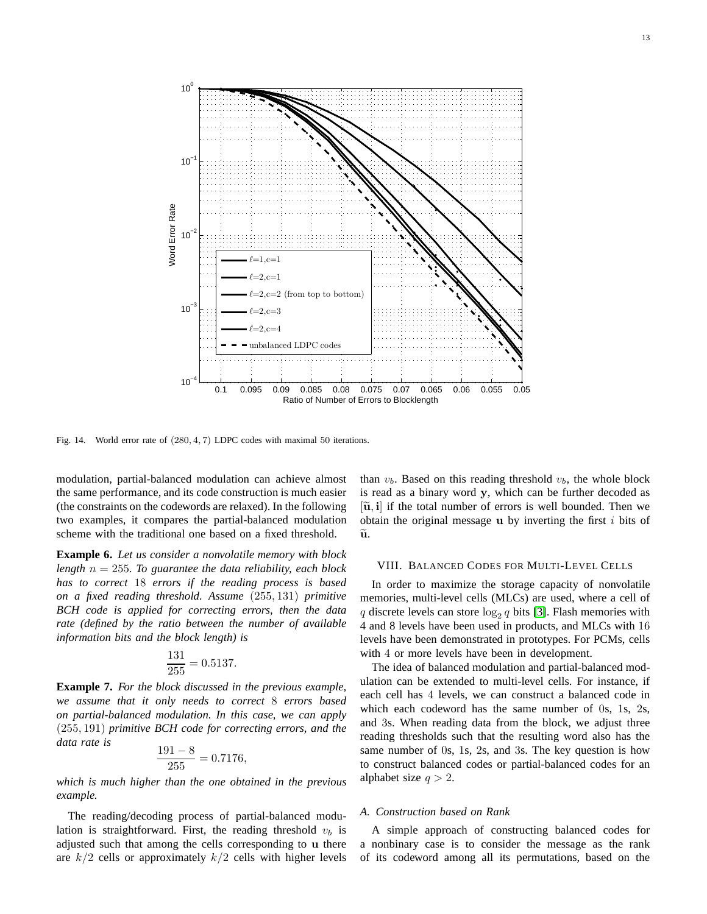Fig. 14. World error rate of $(280, 4, 7)$ LDPC codes with maximal 50 iterations.

modulation, partial-balanced modulation can achieve almost the same performance, and its code construction is much easier (the constraints on the codewords are relaxed). In the following two examples, it compares the partial-balanced modulation scheme with the traditional one based on a fixed threshold.

**Example 6.** *Let us consider a nonvolatile memory with block length $n = 255$. To guarantee the data reliability, each block has to correct 18 errors if the reading process is based on a fixed reading threshold. Assume $(255, 131)$ primitive BCH code is applied for correcting errors, then the data rate (defined by the ratio between the number of available information bits and the block length) is*

$$\frac{131}{255} = 0.5137.$$

**Example 7.** *For the block discussed in the previous example, we assume that it only needs to correct 8 errors based on partial-balanced modulation. In this case, we can apply $(255, 191)$ primitive BCH code for correcting errors, and the data rate is*

$$\frac{191 - 8}{255} = 0.7176,$$

*which is much higher than the one obtained in the previous example.*

The reading/decoding process of partial-balanced modulation is straightforward. First, the reading threshold $v_b$ is adjusted such that among the cells corresponding to $\mathbf{u}$ there are $k/2$ cells or approximately $k/2$ cells with higher levels than $v_b$. Based on this reading threshold $v_b$, the whole block is read as a binary word $\mathbf{y}$, which can be further decoded as $[\tilde{\mathbf{u}}, \mathbf{i}]$ if the total number of errors is well bounded. Then we obtain the original message $\mathbf{u}$ by inverting the first $i$ bits of $\tilde{\mathbf{u}}$.

## VIII. Balanced Codes for Multi-Level Cells

In order to maximize the storage capacity of nonvolatile memories, multi-level cells (MLCs) are used, where a cell of $q$ discrete levels can store $\log_2 q$ bits [3]. Flash memories with 4 and 8 levels have been used in products, and MLCs with 16 levels have been demonstrated in prototypes. For PCMs, cells with 4 or more levels have been in development.

The idea of balanced modulation and partial-balanced modulation can be extended to multi-level cells. For instance, if each cell has 4 levels, we can construct a balanced code in which each codeword has the same number of 0s, 1s, 2s, and 3s. When reading data from the block, we adjust three reading thresholds such that the resulting word also has the same number of 0s, 1s, 2s, and 3s. The key question is how to construct balanced codes or partial-balanced codes for an alphabet size $q > 2$.

### A. Construction based on Rank

A simple approach of constructing balanced codes for a nonbinary case is to consider the message as the rank of its codeword among all its permutations, based on the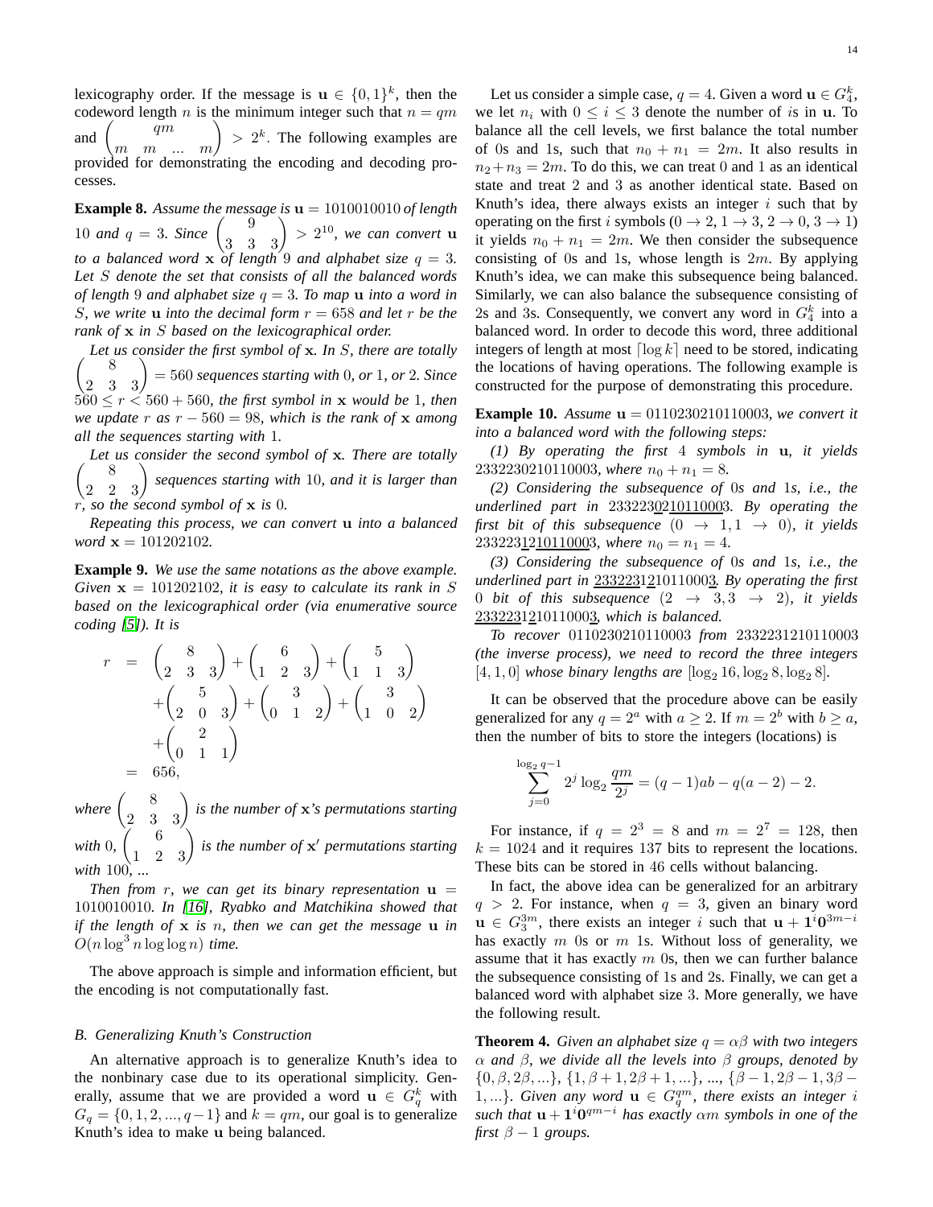lexicography order. If the message is $\mathbf{u} \in \{0,1\}^k$, then the codeword length $n$ is the minimum integer such that $n = qm$ and $\binom{qm}{m\ \ m\ \ ...\ \ m} > 2^k$. The following examples are provided for demonstrating the encoding and decoding processes.

**Example 8.** *Assume the message is $\mathbf{u} = 1010010010$ of length 10 and $q = 3$. Since $\binom{9}{3\ \ 3\ \ 3} > 2^{10}$, we can convert $\mathbf{u}$ to a balanced word $\mathbf{x}$ of length 9 and alphabet size $q = 3$. Let $S$ denote the set that consists of all the balanced words of length 9 and alphabet size $q = 3$. To map $\mathbf{u}$ into a word in $S$, we write $\mathbf{u}$ into the decimal form $r = 658$ and let $r$ be the rank of $\mathbf{x}$ in $S$ based on the lexicographical order.*

*Let us consider the first symbol of $\mathbf{x}$. In $S$, there are totally $\binom{8}{2\ \ 3\ \ 3} = 560$ sequences starting with 0, or 1, or 2. Since $560 \leq r < 560 + 560$, the first symbol in $\mathbf{x}$ would be 1, then we update $r$ as $r - 560 = 98$, which is the rank of $\mathbf{x}$ among all the sequences starting with 1.*

*Let us consider the second symbol of $\mathbf{x}$. There are totally $\binom{8}{2\ \ 2\ \ 3}$ sequences starting with 10, and it is larger than $r$, so the second symbol of $\mathbf{x}$ is 0.*

*Repeating this process, we can convert $\mathbf{u}$ into a balanced word $\mathbf{x} = 101202102$.*

**Example 9.** *We use the same notations as the above example. Given $\mathbf{x} = 101202102$, it is easy to calculate its rank in $S$ based on the lexicographical order (via enumerative source coding [5]). It is*

$$
\begin{aligned}
r &= \binom{8}{2\ \ 3\ \ 3} + \binom{6}{1\ \ 2\ \ 3} + \binom{5}{1\ \ 1\ \ 3} \\
&\quad + \binom{5}{2\ \ 0\ \ 3} + \binom{3}{0\ \ 1\ \ 2} + \binom{3}{1\ \ 0\ \ 2} \\
&\quad + \binom{2}{0\ \ 1\ \ 1} \\
&= 656,
\end{aligned}
$$

*where $\binom{8}{2\ \ 3\ \ 3}$ is the number of $\mathbf{x}$'s permutations starting with 0, $\binom{6}{1\ \ 2\ \ 3}$ is the number of $\mathbf{x}'$ permutations starting with 100, ...*

*Then from $r$, we can get its binary representation $\mathbf{u} = 1010010010$. In [16], Ryabko and Matchikina showed that if the length of $\mathbf{x}$ is $n$, then we can get the message $\mathbf{u}$ in $O(n \log^3 n \log\log n)$ time.*

The above approach is simple and information efficient, but the encoding is not computationally fast.

### B. Generalizing Knuth's Construction

An alternative approach is to generalize Knuth's idea to the nonbinary case due to its operational simplicity. Generally, assume that we are provided a word $\mathbf{u} \in G_q^k$ with $G_q = \{0, 1, 2, ..., q-1\}$ and $k = qm$, our goal is to generalize Knuth's idea to make $\mathbf{u}$ being balanced.

Let us consider a simple case, $q = 4$. Given a word $\mathbf{u} \in G_4^k$, we let $n_i$ with $0 \leq i \leq 3$ denote the number of $i$s in $\mathbf{u}$. To balance all the cell levels, we first balance the total number of 0s and 1s, such that $n_0 + n_1 = 2m$. It also results in $n_2 + n_3 = 2m$. To do this, we can treat 0 and 1 as an identical state and treat 2 and 3 as another identical state. Based on Knuth's idea, there always exists an integer $i$ such that by operating on the first $i$ symbols ($0 \to 2$, $1 \to 3$, $2 \to 0$, $3 \to 1$) it yields $n_0 + n_1 = 2m$. We then consider the subsequence consisting of 0s and 1s, whose length is $2m$. By applying Knuth's idea, we can make this subsequence being balanced. Similarly, we can also balance the subsequence consisting of 2s and 3s. Consequently, we convert any word in $G_4^k$ into a balanced word. In order to decode this word, three additional integers of length at most $\lceil \log k \rceil$ need to be stored, indicating the locations of having operations. The following example is constructed for the purpose of demonstrating this procedure.

**Example 10.** *Assume $\mathbf{u} = 0110230210110003$, we convert it into a balanced word with the following steps:*

*(1) By operating the first 4 symbols in $\mathbf{u}$, it yields 2332230210110003, where $n_0 + n_1 = 8$.*

*(2) Considering the subsequence of 0s and 1s, i.e., the underlined part in $23322\underline{30}\underline{210110}\underline{00}3$. By operating the first bit of this subsequence ($0 \to 1, 1 \to 0$), it yields $23322\underline{31}\underline{210110}\underline{00}3$, where $n_0 = n_1 = 4$.*

*(3) Considering the subsequence of 0s and 1s, i.e., the underlined part in $\underline{233223}1\underline{2}10110\underline{00}\underline{3}$. By operating the first 0 bit of this subsequence ($2 \to 3, 3 \to 2$), it yields $\underline{233223}1\underline{2}10110\underline{00}\underline{3}$, which is balanced.*

*To recover 0110230210110003 from 2332231210110003 (the inverse process), we need to record the three integers $[4, 1, 0]$ whose binary lengths are $[\log_2 16, \log_2 8, \log_2 8]$.*

It can be observed that the procedure above can be easily generalized for any $q = 2^a$ with $a \geq 2$. If $m = 2^b$ with $b \geq a$, then the number of bits to store the integers (locations) is

$$\sum_{j=0}^{\log_2 q - 1} 2^j \log_2 \frac{qm}{2^j} = (q-1)ab - q(a-2) - 2.$$

For instance, if $q = 2^3 = 8$ and $m = 2^7 = 128$, then $k = 1024$ and it requires 137 bits to represent the locations. These bits can be stored in 46 cells without balancing.

In fact, the above idea can be generalized for an arbitrary $q > 2$. For instance, when $q = 3$, given an binary word $\mathbf{u} \in G_3^{3m}$, there exists an integer $i$ such that $\mathbf{u} + \mathbf{1}^i\mathbf{0}^{3m-i}$ has exactly $m$ 0s or $m$ 1s. Without loss of generality, we assume that it has exactly $m$ 0s, then we can further balance the subsequence consisting of 1s and 2s. Finally, we can get a balanced word with alphabet size 3. More generally, we have the following result.

**Theorem 4.** *Given an alphabet size $q = \alpha\beta$ with two integers $\alpha$ and $\beta$, we divide all the levels into $\beta$ groups, denoted by $\{0, \beta, 2\beta, ...\}$, $\{1, \beta+1, 2\beta+1, ...\}$, ..., $\{\beta-1, 2\beta-1, 3\beta-1, ...\}$. Given any word $\mathbf{u} \in G_q^{qm}$, there exists an integer $i$ such that $\mathbf{u} + \mathbf{1}^i\mathbf{0}^{qm-i}$ has exactly $\alpha m$ symbols in one of the first $\beta - 1$ groups.*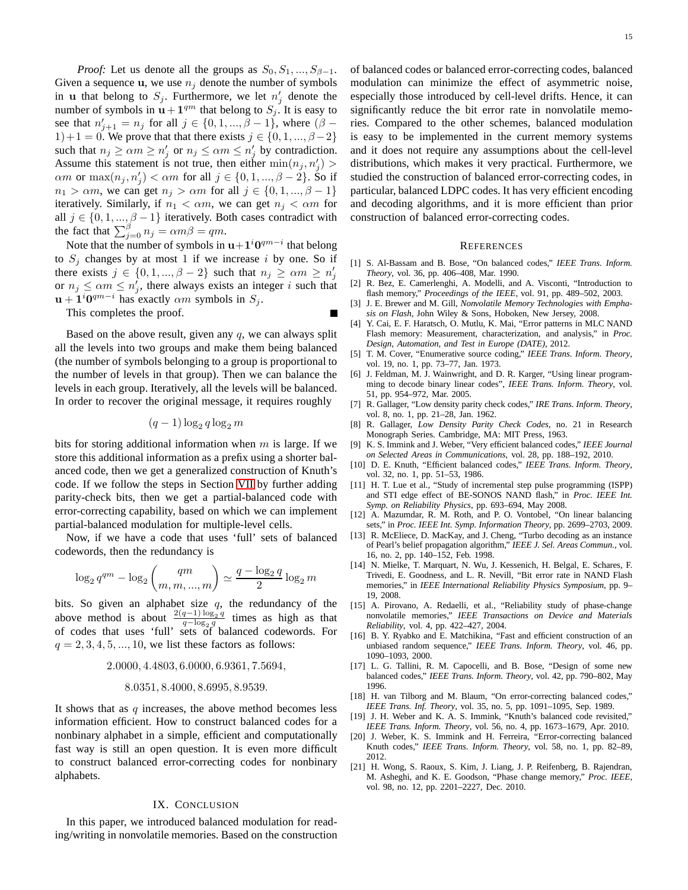*Proof:* Let us denote all the groups as $S_0, S_1, ..., S_{\beta-1}$. Given a sequence $\mathbf{u}$, we use $n_j$ denote the number of symbols in $\mathbf{u}$ that belong to $S_j$. Furthermore, we let $n'_j$ denote the number of symbols in $\mathbf{u}+\mathbf{1}^{qm}$ that belong to $S_j$. It is easy to see that $n'_{j+1} = n_j$ for all $j \in \{0, 1, ..., \beta - 1\}$, where $(\beta - 1)+1 = 0$. We prove that that there exists $j \in \{0, 1, ..., \beta-2\}$ such that $n_j \geq \alpha m \geq n'_j$ or $n_j \leq \alpha m \leq n'_j$ by contradiction. Assume this statement is not true, then either $\min(n_j, n'_j) > \alpha m$ or $\max(n_j, n'_j) < \alpha m$ for all $j \in \{0, 1, ..., \beta - 2\}$. So if $n_1 > \alpha m$, we can get $n_j > \alpha m$ for all $j \in \{0, 1, ..., \beta - 1\}$ iteratively. Similarly, if $n_1 < \alpha m$, we can get $n_j < \alpha m$ for all $j \in \{0, 1, ..., \beta - 1\}$ iteratively. Both cases contradict with the fact that $\sum_{j=0}^{\beta} n_j = \alpha m \beta = qm$.

Note that the number of symbols in $\mathbf{u}+\mathbf{1}^i\mathbf{0}^{qm-i}$ that belong to $S_j$ changes by at most 1 if we increase $i$ by one. So if there exists $j \in \{0, 1, ..., \beta - 2\}$ such that $n_j \geq \alpha m \geq n'_j$ or $n_j \leq \alpha m \leq n'_j$, there always exists an integer $i$ such that $\mathbf{u} + \mathbf{1}^i\mathbf{0}^{qm-i}$ has exactly $\alpha m$ symbols in $S_j$.

This completes the proof. ∎

Based on the above result, given any $q$, we can always split all the levels into two groups and make them being balanced (the number of symbols belonging to a group is proportional to the number of levels in that group). Then we can balance the levels in each group. Iteratively, all the levels will be balanced. In order to recover the original message, it requires roughly

$$(q - 1) \log_2 q \log_2 m$$

bits for storing additional information when $m$ is large. If we store this additional information as a prefix using a shorter balanced code, then we get a generalized construction of Knuth's code. If we follow the steps in Section VII by further adding parity-check bits, then we get a partial-balanced code with error-correcting capability, based on which we can implement partial-balanced modulation for multiple-level cells.

Now, if we have a code that uses 'full' sets of balanced codewords, then the redundancy is

$$\log_2 q^{qm} - \log_2 \binom{qm}{m, m, ..., m} \simeq \frac{q - \log_2 q}{2} \log_2 m$$

bits. So given an alphabet size $q$, the redundancy of the above method is about $\frac{2(q-1)\log_2 q}{q-\log_2 q}$ times as high as that of codes that uses 'full' sets of balanced codewords. For $q = 2, 3, 4, 5, ..., 10$, we list these factors as follows:

$$2.0000, 4.4803, 6.0000, 6.9361, 7.5694,$$

$$8.0351, 8.4000, 8.6995, 8.9539.$$

It shows that as $q$ increases, the above method becomes less information efficient. How to construct balanced codes for a nonbinary alphabet in a simple, efficient and computationally fast way is still an open question. It is even more difficult to construct balanced error-correcting codes for nonbinary alphabets.

## IX. Conclusion

In this paper, we introduced balanced modulation for reading/writing in nonvolatile memories. Based on the construction of balanced codes or balanced error-correcting codes, balanced modulation can minimize the effect of asymmetric noise, especially those introduced by cell-level drifts. Hence, it can significantly reduce the bit error rate in nonvolatile memories. Compared to the other schemes, balanced modulation is easy to be implemented in the current memory systems and it does not require any assumptions about the cell-level distributions, which makes it very practical. Furthermore, we studied the construction of balanced error-correcting codes, in particular, balanced LDPC codes. It has very efficient encoding and decoding algorithms, and it is more efficient than prior construction of balanced error-correcting codes.

## References

[1] S. Al-Bassam and B. Bose, "On balanced codes," *IEEE Trans. Inform. Theory*, vol. 36, pp. 406–408, Mar. 1990.

[2] R. Bez, E. Camerlenghi, A. Modelli, and A. Visconti, "Introduction to flash memory," *Proceedings of the IEEE*, vol. 91, pp. 489–502, 2003.

[3] J. E. Brewer and M. Gill, *Nonvolatile Memory Technologies with Emphasis on Flash*, John Wiley & Sons, Hoboken, New Jersey, 2008.

[4] Y. Cai, E. F. Haratsch, O. Mutlu, K. Mai, "Error patterns in MLC NAND Flash memory: Measurement, characterization, and analysis," in *Proc. Design, Automation, and Test in Europe (DATE)*, 2012.

[5] T. M. Cover, "Enumerative source coding," *IEEE Trans. Inform. Theory*, vol. 19, no. 1, pp. 73–77, Jan. 1973.

[6] J. Feldman, M. J. Wainwright, and D. R. Karger, "Using linear programming to decode binary linear codes", *IEEE Trans. Inform. Theory*, vol. 51, pp. 954–972, Mar. 2005.

[7] R. Gallager, "Low density parity check codes," *IRE Trans. Inform. Theory*, vol. 8, no. 1, pp. 21–28, Jan. 1962.

[8] R. Gallager, *Low Density Parity Check Codes*, no. 21 in Research Monograph Series. Cambridge, MA: MIT Press, 1963.

[9] K. S. Immink and J. Weber, "Very efficient balanced codes," *IEEE Journal on Selected Areas in Communications*, vol. 28, pp. 188–192, 2010.

[10] D. E. Knuth, "Efficient balanced codes," *IEEE Trans. Inform. Theory*, vol. 32, no. 1, pp. 51–53, 1986.

[11] H. T. Lue et al., "Study of incremental step pulse programming (ISPP) and STI edge effect of BE-SONOS NAND flash," in *Proc. IEEE Int. Symp. on Reliability Physics*, pp. 693–694, May 2008.

[12] A. Mazumdar, R. M. Roth, and P. O. Vontobel, "On linear balancing sets," in *Proc. IEEE Int. Symp. Information Theory*, pp. 2699–2703, 2009.

[13] R. McEliece, D. MacKay, and J. Cheng, "Turbo decoding as an instance of Pearl's belief propagation algorithm," *IEEE J. Sel. Areas Commun.*, vol. 16, no. 2, pp. 140–152, Feb. 1998.

[14] N. Mielke, T. Marquart, N. Wu, J. Kessenich, H. Belgal, E. Schares, F. Trivedi, E. Goodness, and L. R. Nevill, "Bit error rate in NAND Flash memories," in *IEEE International Reliability Physics Symposium*, pp. 9–19, 2008.

[15] A. Pirovano, A. Redaelli, et al., "Reliability study of phase-change nonvolatile memories," *IEEE Transactions on Device and Materials Reliability*, vol. 4, pp. 422–427, 2004.

[16] B. Y. Ryabko and E. Matchikina, "Fast and efficient construction of an unbiased random sequence," *IEEE Trans. Inform. Theory*, vol. 46, pp. 1090–1093, 2000.

[17] L. G. Tallini, R. M. Capocelli, and B. Bose, "Design of some new balanced codes," *IEEE Trans. Inform. Theory*, vol. 42, pp. 790–802, May 1996.

[18] H. van Tilborg and M. Blaum, "On error-correcting balanced codes," *IEEE Trans. Inf. Theory*, vol. 35, no. 5, pp. 1091–1095, Sep. 1989.

[19] J. H. Weber and K. A. S. Immink, "Knuth's balanced code revisited," *IEEE Trans. Inform. Theory*, vol. 56, no. 4, pp. 1673–1679, Apr. 2010.

[20] J. Weber, K. S. Immink and H. Ferreira, "Error-correcting balanced Knuth codes," *IEEE Trans. Inform. Theory*, vol. 58, no. 1, pp. 82–89, 2012.

[21] H. Wong, S. Raoux, S. Kim, J. Liang, J. P. Reifenberg, B. Rajendran, M. Asheghi, and K. E. Goodson, "Phase change memory," *Proc. IEEE*, vol. 98, no. 12, pp. 2201–2227, Dec. 2010.